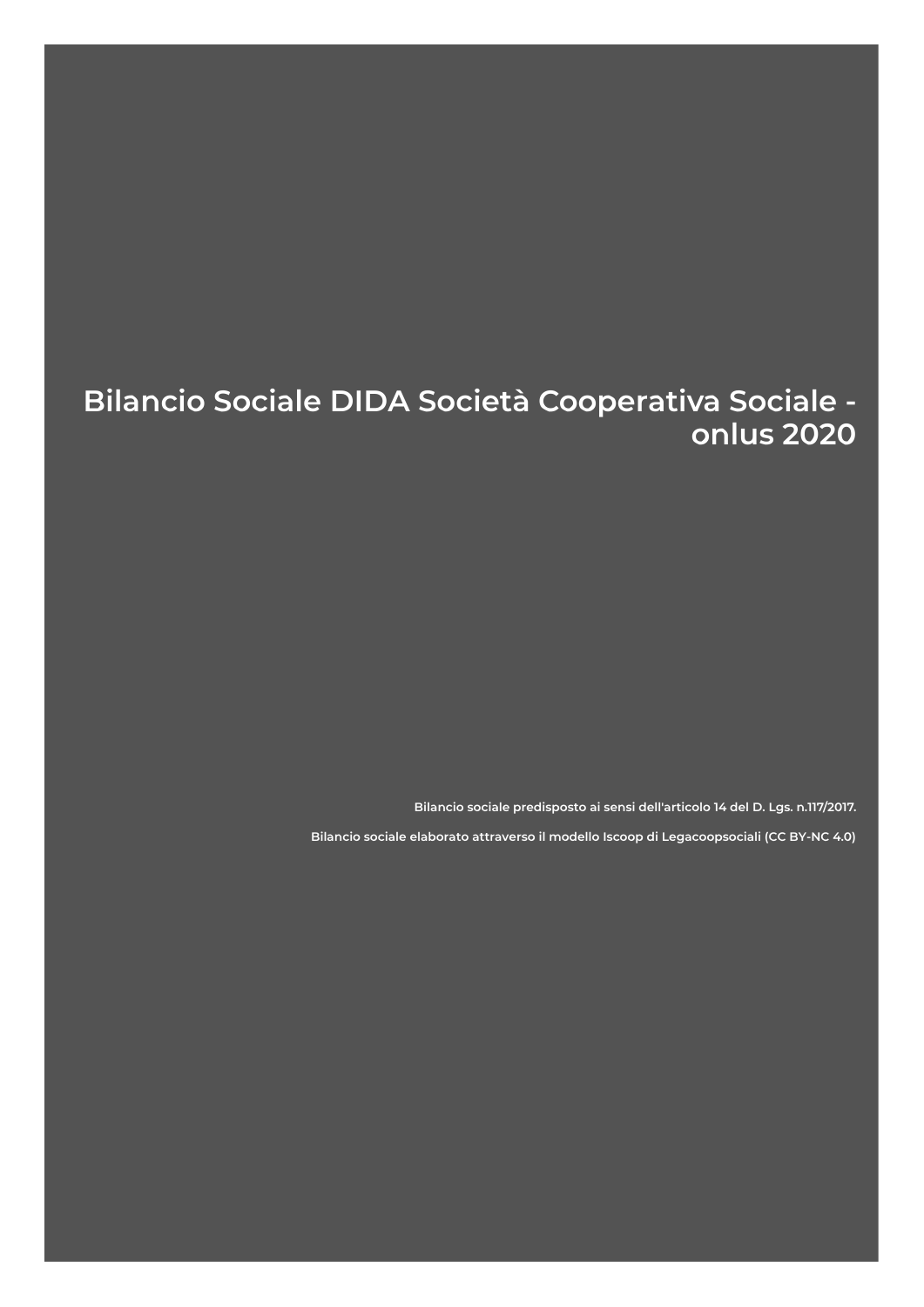# Bilancio Sociale DIDA Società Cooperativa Sociale - onlus 2020

**Bilancio sociale predisposto ai sensi dell'articolo 14 del D. Lgs. n.117/2017.**

**Bilancio sociale elaborato attraverso il modello Iscoop di Legacoopsociali (CC BY-NC 4.0)**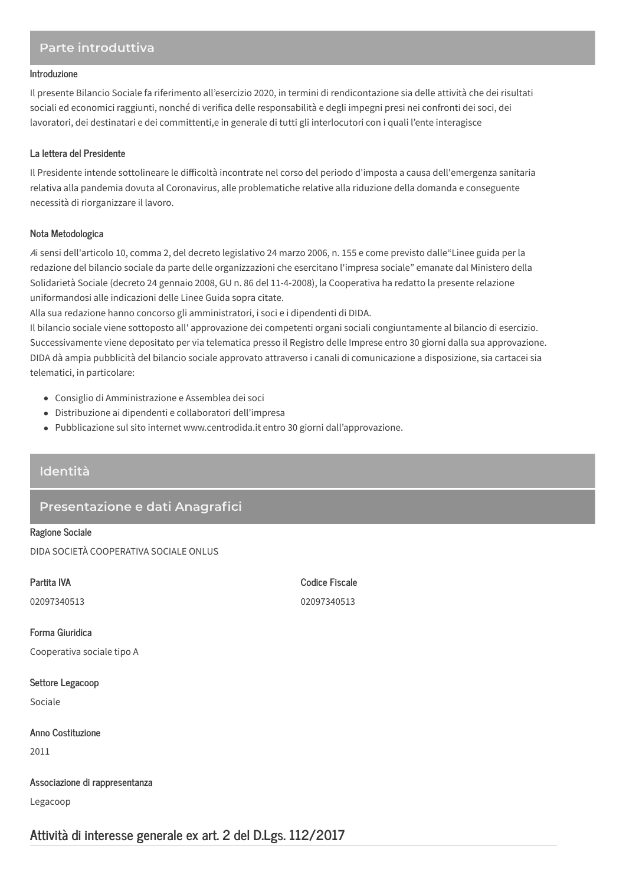## Parte introduttiva

### Introduzione

Il presente Bilancio Sociale fa riferimento all'esercizio 2020, in termini di rendicontazione sia delle attività che dei risultati sociali ed economici raggiunti, nonché di verifica delle responsabilità e degli impegni presi nei confronti dei soci, dei lavoratori, dei destinatari e dei committenti,e in generale di tutti gli interlocutori con i quali l'ente interagisce

### La lettera del Presidente

Il Presidente intende sottolineare le difficoltà incontrate nel corso del periodo d'imposta a causa dell'emergenza sanitaria relativa alla pandemia dovuta al Coronavirus, alle problematiche relative alla riduzione della domanda e conseguente necessità di riorganizzare il lavoro.

### Nota Metodologica

*A*i sensi dell'articolo 10, comma 2, del decreto legislativo 24 marzo 2006, n. 155 e come previsto dalle"Linee guida per la redazione del bilancio sociale da parte delle organizzazioni che esercitano l'impresa sociale" emanate dal Ministero della Solidarietà Sociale (decreto 24 gennaio 2008, GU n. 86 del 11-4-2008), la Cooperativa ha redatto la presente relazione uniformandosi alle indicazioni delle Linee Guida sopra citate.
Alla sua redazione hanno concorso gli amministratori, i soci e i dipendenti di DIDA.
Il bilancio sociale viene sottoposto all' approvazione dei competenti organi sociali congiuntamente al bilancio di esercizio. Successivamente viene depositato per via telematica presso il Registro delle Imprese entro 30 giorni dalla sua approvazione.
DIDA dà ampia pubblicità del bilancio sociale approvato attraverso i canali di comunicazione a disposizione, sia cartacei sia telematici, in particolare:

- Consiglio di Amministrazione e Assemblea dei soci
- Distribuzione ai dipendenti e collaboratori dell'impresa
- Pubblicazione sul sito internet www.centrodida.it entro 30 giorni dall'approvazione.

## Identità

## Presentazione e dati Anagrafici

### Ragione Sociale

DIDA SOCIETÀ COOPERATIVA SOCIALE ONLUS

### Partita IVA

02097340513

### Codice Fiscale

02097340513

### Forma Giuridica

Cooperativa sociale tipo A

### Settore Legacoop

Sociale

### Anno Costituzione

2011

### Associazione di rappresentanza

Legacoop

## Attività di interesse generale ex art. 2 del D.Lgs. 112/2017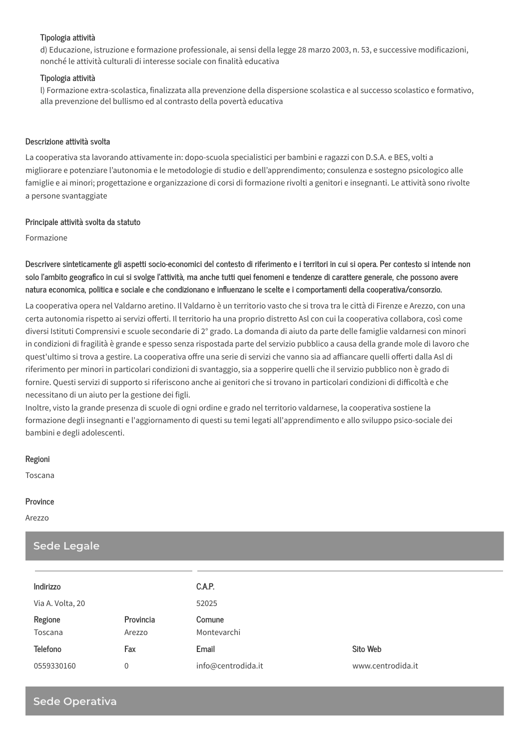**Tipologia attività**

d) Educazione, istruzione e formazione professionale, ai sensi della legge 28 marzo 2003, n. 53, e successive modificazioni, nonché le attività culturali di interesse sociale con finalità educativa

**Tipologia attività**

l) Formazione extra-scolastica, finalizzata alla prevenzione della dispersione scolastica e al successo scolastico e formativo, alla prevenzione del bullismo ed al contrasto della povertà educativa

**Descrizione attività svolta**

La cooperativa sta lavorando attivamente in: dopo-scuola specialistici per bambini e ragazzi con D.S.A. e BES, volti a migliorare e potenziare l'autonomia e le metodologie di studio e dell'apprendimento; consulenza e sostegno psicologico alle famiglie e ai minori; progettazione e organizzazione di corsi di formazione rivolti a genitori e insegnanti. Le attività sono rivolte a persone svantaggiate

**Principale attività svolta da statuto**

Formazione

**Descrivere sinteticamente gli aspetti socio-economici del contesto di riferimento e i territori in cui si opera. Per contesto si intende non solo l'ambito geografico in cui si svolge l'attività, ma anche tutti quei fenomeni e tendenze di carattere generale, che possono avere natura economica, politica e sociale e che condizionano e influenzano le scelte e i comportamenti della cooperativa/consorzio.**

La cooperativa opera nel Valdarno aretino. Il Valdarno è un territorio vasto che si trova tra le città di Firenze e Arezzo, con una certa autonomia rispetto ai servizi offerti. Il territorio ha una proprio distretto Asl con cui la cooperativa collabora, così come diversi Istituti Comprensivi e scuole secondarie di 2° grado. La domanda di aiuto da parte delle famiglie valdarnesi con minori in condizioni di fragilità è grande e spesso senza rispostada parte del servizio pubblico a causa della grande mole di lavoro che quest'ultimo si trova a gestire. La cooperativa offre una serie di servizi che vanno sia ad affiancare quelli offerti dalla Asl di riferimento per minori in particolari condizioni di svantaggio, sia a sopperire quelli che il servizio pubblico non è grado di fornire. Questi servizi di supporto si riferiscono anche ai genitori che si trovano in particolari condizioni di difficoltà e che necessitano di un aiuto per la gestione dei figli.
Inoltre, visto la grande presenza di scuole di ogni ordine e grado nel territorio valdarnese, la cooperativa sostiene la formazione degli insegnanti e l'aggiornamento di questi su temi legati all'apprendimento e allo sviluppo psico-sociale dei bambini e degli adolescenti.

**Regioni**

Toscana

**Province**

Arezzo

## Sede Legale

| Indirizzo | | C.A.P. | |
|---|---|---|---|
| Via A. Volta, 20 | | 52025 | |
| **Regione** | **Provincia** | **Comune** | |
| Toscana | Arezzo | Montevarchi | |
| **Telefono** | **Fax** | **Email** | **Sito Web** |
| 0559330160 | 0 | info@centrodida.it | www.centrodida.it |

## Sede Operativa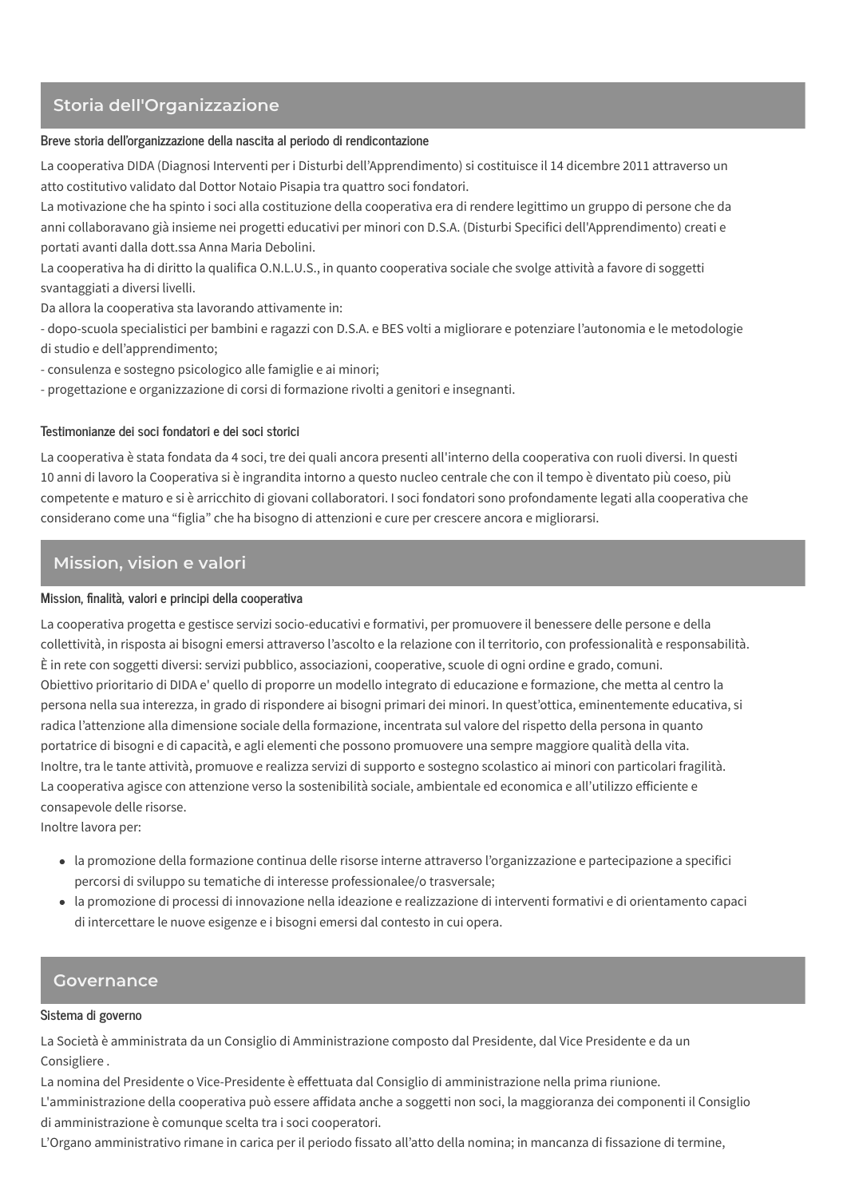## Storia dell'Organizzazione

### Breve storia dell'organizzazione della nascita al periodo di rendicontazione

La cooperativa DIDA (Diagnosi Interventi per i Disturbi dell'Apprendimento) si costituisce il 14 dicembre 2011 attraverso un atto costitutivo validato dal Dottor Notaio Pisapia tra quattro soci fondatori.
La motivazione che ha spinto i soci alla costituzione della cooperativa era di rendere legittimo un gruppo di persone che da anni collaboravano già insieme nei progetti educativi per minori con D.S.A. (Disturbi Specifici dell'Apprendimento) creati e portati avanti dalla dott.ssa Anna Maria Debolini.
La cooperativa ha di diritto la qualifica O.N.L.U.S., in quanto cooperativa sociale che svolge attività a favore di soggetti svantaggiati a diversi livelli.
Da allora la cooperativa sta lavorando attivamente in:
- dopo-scuola specialistici per bambini e ragazzi con D.S.A. e BES volti a migliorare e potenziare l'autonomia e le metodologie di studio e dell'apprendimento;
- consulenza e sostegno psicologico alle famiglie e ai minori;
- progettazione e organizzazione di corsi di formazione rivolti a genitori e insegnanti.

### Testimonianze dei soci fondatori e dei soci storici

La cooperativa è stata fondata da 4 soci, tre dei quali ancora presenti all'interno della cooperativa con ruoli diversi. In questi 10 anni di lavoro la Cooperativa si è ingrandita intorno a questo nucleo centrale che con il tempo è diventato più coeso, più competente e maturo e si è arricchito di giovani collaboratori. I soci fondatori sono profondamente legati alla cooperativa che considerano come una "figlia" che ha bisogno di attenzioni e cure per crescere ancora e migliorarsi.

## Mission, vision e valori

### Mission, finalità, valori e principi della cooperativa

La cooperativa progetta e gestisce servizi socio-educativi e formativi, per promuovere il benessere delle persone e della collettività, in risposta ai bisogni emersi attraverso l'ascolto e la relazione con il territorio, con professionalità e responsabilità.
È in rete con soggetti diversi: servizi pubblico, associazioni, cooperative, scuole di ogni ordine e grado, comuni.
Obiettivo prioritario di DIDA e' quello di proporre un modello integrato di educazione e formazione, che metta al centro la persona nella sua interezza, in grado di rispondere ai bisogni primari dei minori. In quest'ottica, eminentemente educativa, si radica l'attenzione alla dimensione sociale della formazione, incentrata sul valore del rispetto della persona in quanto portatrice di bisogni e di capacità, e agli elementi che possono promuovere una sempre maggiore qualità della vita.
Inoltre, tra le tante attività, promuove e realizza servizi di supporto e sostegno scolastico ai minori con particolari fragilità.
La cooperativa agisce con attenzione verso la sostenibilità sociale, ambientale ed economica e all'utilizzo efficiente e consapevole delle risorse.
Inoltre lavora per:

- la promozione della formazione continua delle risorse interne attraverso l'organizzazione e partecipazione a specifici percorsi di sviluppo su tematiche di interesse professionalee/o trasversale;
- la promozione di processi di innovazione nella ideazione e realizzazione di interventi formativi e di orientamento capaci di intercettare le nuove esigenze e i bisogni emersi dal contesto in cui opera.

## Governance

### Sistema di governo

La Società è amministrata da un Consiglio di Amministrazione composto dal Presidente, dal Vice Presidente e da un Consigliere .
La nomina del Presidente o Vice-Presidente è effettuata dal Consiglio di amministrazione nella prima riunione.
L'amministrazione della cooperativa può essere affidata anche a soggetti non soci, la maggioranza dei componenti il Consiglio di amministrazione è comunque scelta tra i soci cooperatori.
L'Organo amministrativo rimane in carica per il periodo fissato all'atto della nomina; in mancanza di fissazione di termine,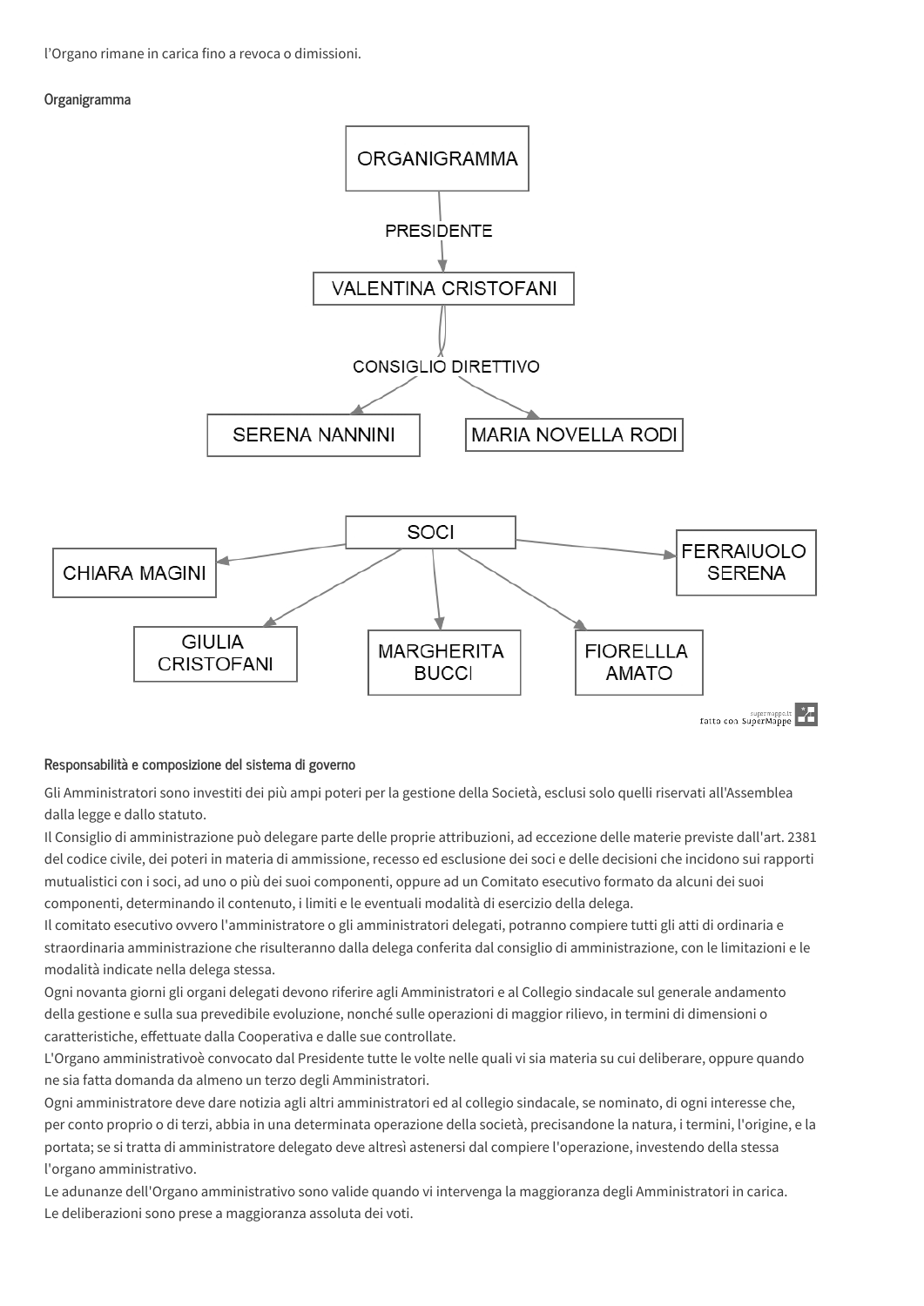l'Organo rimane in carica fino a revoca o dimissioni.

#### Organigramma

ORGANIGRAMMA

PRESIDENTE

VALENTINA CRISTOFANI

CONSIGLIO DIRETTIVO

SERENA NANNINI

MARIA NOVELLA RODI

SOCI

CHIARA MAGINI

FERRAIUOLO SERENA

GIULIA CRISTOFANI

MARGHERITA BUCCI

FIORELLLA AMATO

supermappe.it
fatto con SuperMappe

#### Responsabilità e composizione del sistema di governo

Gli Amministratori sono investiti dei più ampi poteri per la gestione della Società, esclusi solo quelli riservati all'Assemblea dalla legge e dallo statuto.
Il Consiglio di amministrazione può delegare parte delle proprie attribuzioni, ad eccezione delle materie previste dall'art. 2381 del codice civile, dei poteri in materia di ammissione, recesso ed esclusione dei soci e delle decisioni che incidono sui rapporti mutualistici con i soci, ad uno o più dei suoi componenti, oppure ad un Comitato esecutivo formato da alcuni dei suoi componenti, determinando il contenuto, i limiti e le eventuali modalità di esercizio della delega.
Il comitato esecutivo ovvero l'amministratore o gli amministratori delegati, potranno compiere tutti gli atti di ordinaria e straordinaria amministrazione che risulteranno dalla delega conferita dal consiglio di amministrazione, con le limitazioni e le modalità indicate nella delega stessa.
Ogni novanta giorni gli organi delegati devono riferire agli Amministratori e al Collegio sindacale sul generale andamento della gestione e sulla sua prevedibile evoluzione, nonché sulle operazioni di maggior rilievo, in termini di dimensioni o caratteristiche, effettuate dalla Cooperativa e dalle sue controllate.
L'Organo amministrativoè convocato dal Presidente tutte le volte nelle quali vi sia materia su cui deliberare, oppure quando ne sia fatta domanda da almeno un terzo degli Amministratori.
Ogni amministratore deve dare notizia agli altri amministratori ed al collegio sindacale, se nominato, di ogni interesse che, per conto proprio o di terzi, abbia in una determinata operazione della società, precisandone la natura, i termini, l'origine, e la portata; se si tratta di amministratore delegato deve altresì astenersi dal compiere l'operazione, investendo della stessa l'organo amministrativo.
Le adunanze dell'Organo amministrativo sono valide quando vi intervenga la maggioranza degli Amministratori in carica.
Le deliberazioni sono prese a maggioranza assoluta dei voti.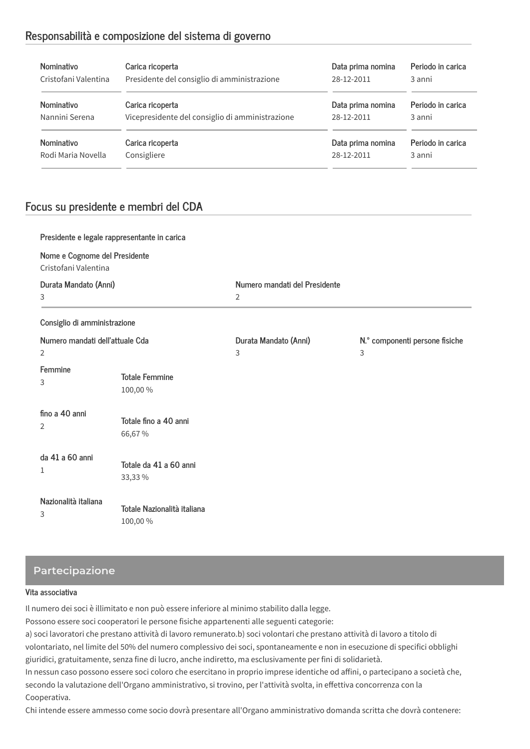## Responsabilità e composizione del sistema di governo

| Nominativo | Carica ricoperta | Data prima nomina | Periodo in carica |
| --- | --- | --- | --- |
| Cristofani Valentina | Presidente del consiglio di amministrazione | 28-12-2011 | 3 anni |
| Nannini Serena | Vicepresidente del consiglio di amministrazione | 28-12-2011 | 3 anni |
| Rodi Maria Novella | Consigliere | 28-12-2011 | 3 anni |

## Focus su presidente e membri del CDA

**Presidente e legale rappresentante in carica**

**Nome e Cognome del Presidente**
Cristofani Valentina

| Durata Mandato (Anni) | Numero mandati del Presidente |
| --- | --- |
| 3 | 2 |

**Consiglio di amministrazione**

| Numero mandati dell'attuale Cda | Durata Mandato (Anni) | N.° componenti persone fisiche |
| --- | --- | --- |
| 2 | 3 | 3 |

| Categoria | Numero | Totale | Percentuale |
| --- | --- | --- | --- |
| Femmine | 3 | Totale Femmine | 100,00 % |
| fino a 40 anni | 2 | Totale fino a 40 anni | 66,67 % |
| da 41 a 60 anni | 1 | Totale da 41 a 60 anni | 33,33 % |
| Nazionalità italiana | 3 | Totale Nazionalità italiana | 100,00 % |

## Partecipazione

**Vita associativa**

Il numero dei soci è illimitato e non può essere inferiore al minimo stabilito dalla legge.
Possono essere soci cooperatori le persone fisiche appartenenti alle seguenti categorie:
a) soci lavoratori che prestano attività di lavoro remunerato.b) soci volontari che prestano attività di lavoro a titolo di volontariato, nel limite del 50% del numero complessivo dei soci, spontaneamente e non in esecuzione di specifici obblighi giuridici, gratuitamente, senza fine di lucro, anche indiretto, ma esclusivamente per fini di solidarietà.
In nessun caso possono essere soci coloro che esercitano in proprio imprese identiche od affini, o partecipano a società che, secondo la valutazione dell'Organo amministrativo, si trovino, per l'attività svolta, in effettiva concorrenza con la Cooperativa.
Chi intende essere ammesso come socio dovrà presentare all'Organo amministrativo domanda scritta che dovrà contenere: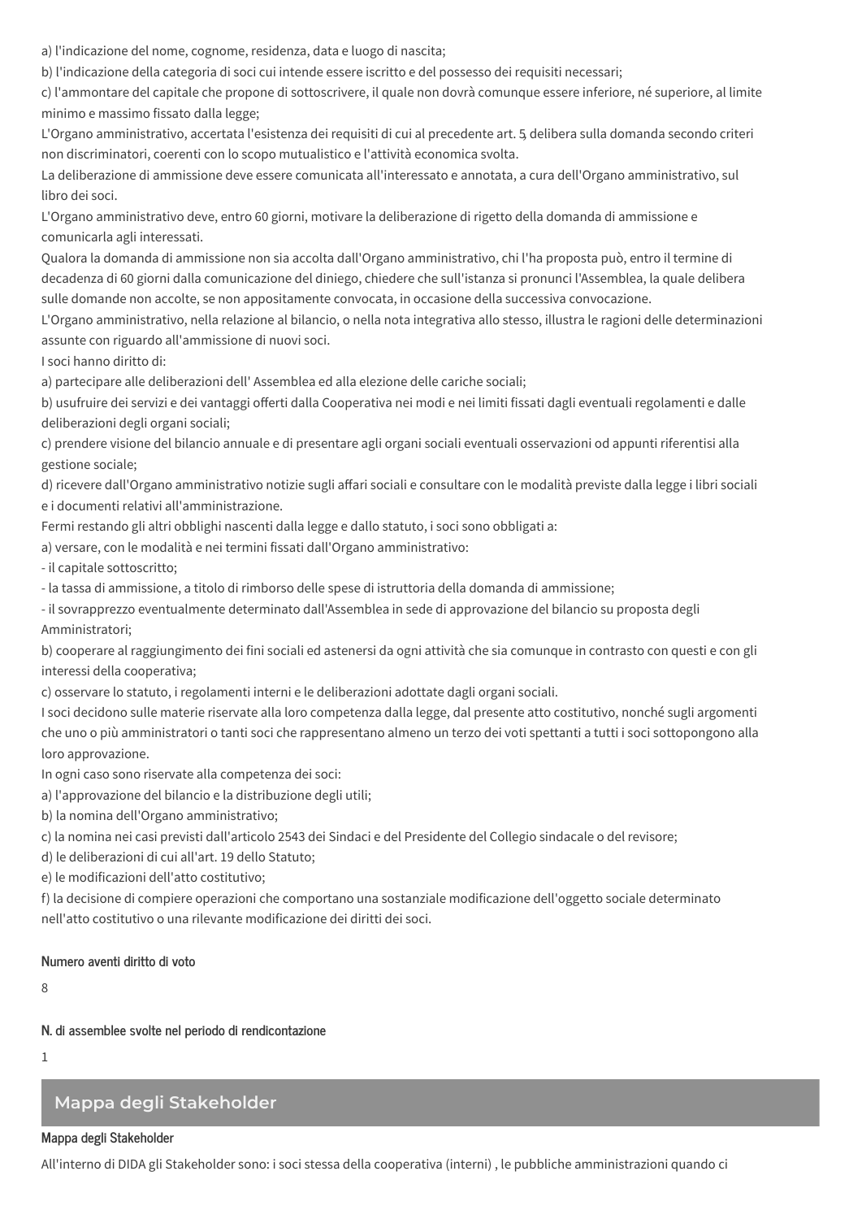a) l'indicazione del nome, cognome, residenza, data e luogo di nascita;

b) l'indicazione della categoria di soci cui intende essere iscritto e del possesso dei requisiti necessari;

c) l'ammontare del capitale che propone di sottoscrivere, il quale non dovrà comunque essere inferiore, né superiore, al limite minimo e massimo fissato dalla legge;

L'Organo amministrativo, accertata l'esistenza dei requisiti di cui al precedente art. 5 delibera sulla domanda secondo criteri non discriminatori, coerenti con lo scopo mutualistico e l'attività economica svolta.

La deliberazione di ammissione deve essere comunicata all'interessato e annotata, a cura dell'Organo amministrativo, sul libro dei soci.

L'Organo amministrativo deve, entro 60 giorni, motivare la deliberazione di rigetto della domanda di ammissione e comunicarla agli interessati.

Qualora la domanda di ammissione non sia accolta dall'Organo amministrativo, chi l'ha proposta può, entro il termine di decadenza di 60 giorni dalla comunicazione del diniego, chiedere che sull'istanza si pronunci l'Assemblea, la quale delibera sulle domande non accolte, se non appositamente convocata, in occasione della successiva convocazione.

L'Organo amministrativo, nella relazione al bilancio, o nella nota integrativa allo stesso, illustra le ragioni delle determinazioni assunte con riguardo all'ammissione di nuovi soci.

I soci hanno diritto di:

a) partecipare alle deliberazioni dell' Assemblea ed alla elezione delle cariche sociali;

b) usufruire dei servizi e dei vantaggi offerti dalla Cooperativa nei modi e nei limiti fissati dagli eventuali regolamenti e dalle deliberazioni degli organi sociali;

c) prendere visione del bilancio annuale e di presentare agli organi sociali eventuali osservazioni od appunti riferentisi alla gestione sociale;

d) ricevere dall'Organo amministrativo notizie sugli affari sociali e consultare con le modalità previste dalla legge i libri sociali e i documenti relativi all'amministrazione.

Fermi restando gli altri obblighi nascenti dalla legge e dallo statuto, i soci sono obbligati a:

a) versare, con le modalità e nei termini fissati dall'Organo amministrativo:

- il capitale sottoscritto;
- la tassa di ammissione, a titolo di rimborso delle spese di istruttoria della domanda di ammissione;
- il sovrapprezzo eventualmente determinato dall'Assemblea in sede di approvazione del bilancio su proposta degli Amministratori;

b) cooperare al raggiungimento dei fini sociali ed astenersi da ogni attività che sia comunque in contrasto con questi e con gli interessi della cooperativa;

c) osservare lo statuto, i regolamenti interni e le deliberazioni adottate dagli organi sociali.

I soci decidono sulle materie riservate alla loro competenza dalla legge, dal presente atto costitutivo, nonché sugli argomenti che uno o più amministratori o tanti soci che rappresentano almeno un terzo dei voti spettanti a tutti i soci sottopongono alla loro approvazione.

In ogni caso sono riservate alla competenza dei soci:

a) l'approvazione del bilancio e la distribuzione degli utili;

b) la nomina dell'Organo amministrativo;

c) la nomina nei casi previsti dall'articolo 2543 dei Sindaci e del Presidente del Collegio sindacale o del revisore;

d) le deliberazioni di cui all'art. 19 dello Statuto;

e) le modificazioni dell'atto costitutivo;

f) la decisione di compiere operazioni che comportano una sostanziale modificazione dell'oggetto sociale determinato nell'atto costitutivo o una rilevante modificazione dei diritti dei soci.

**Numero aventi diritto di voto**

8

**N. di assemblee svolte nel periodo di rendicontazione**

1

## Mappa degli Stakeholder

**Mappa degli Stakeholder**

All'interno di DIDA gli Stakeholder sono: i soci stessa della cooperativa (interni) , le pubbliche amministrazioni quando ci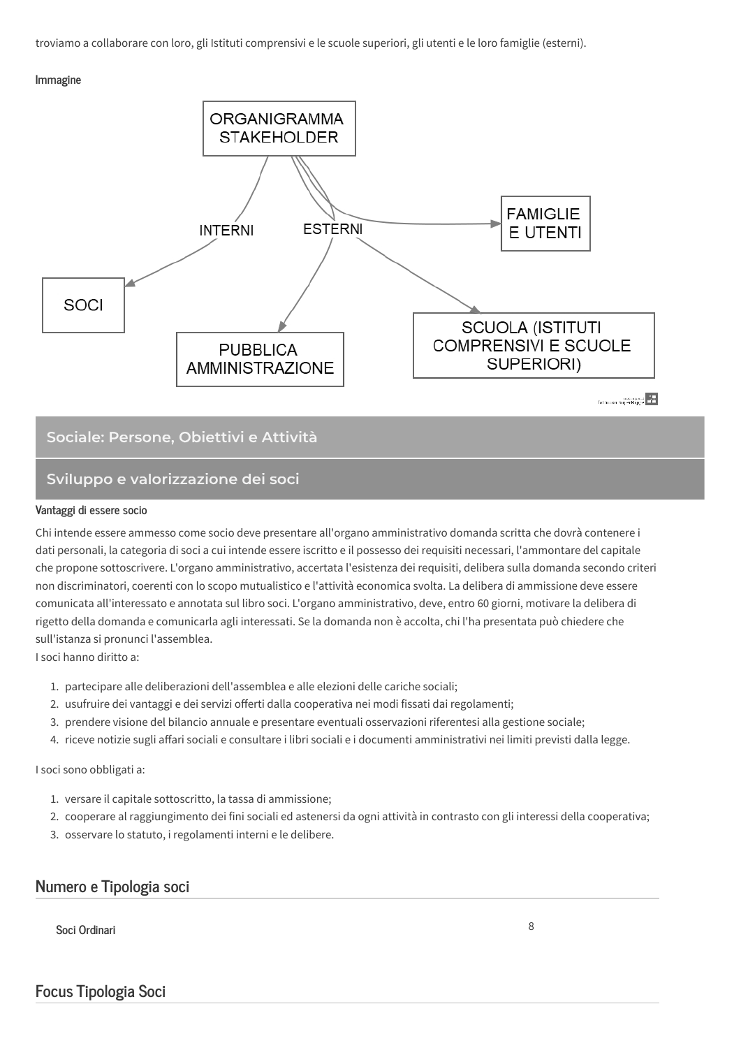troviamo a collaborare con loro, gli Istituti comprensivi e le scuole superiori, gli utenti e le loro famiglie (esterni).

Immagine

ORGANIGRAMMA STAKEHOLDER

INTERNI

ESTERNI

FAMIGLIE E UTENTI

SOCI

PUBBLICA AMMINISTRAZIONE

SCUOLA (ISTITUTI COMPRENSIVI E SCUOLE SUPERIORI)

## Sociale: Persone, Obiettivi e Attività

## Sviluppo e valorizzazione dei soci

#### Vantaggi di essere socio

Chi intende essere ammesso come socio deve presentare all'organo amministrativo domanda scritta che dovrà contenere i dati personali, la categoria di soci a cui intende essere iscritto e il possesso dei requisiti necessari, l'ammontare del capitale che propone sottoscrivere. L'organo amministrativo, accertata l'esistenza dei requisiti, delibera sulla domanda secondo criteri non discriminatori, coerenti con lo scopo mutualistico e l'attività economica svolta. La delibera di ammissione deve essere comunicata all'interessato e annotata sul libro soci. L'organo amministrativo, deve, entro 60 giorni, motivare la delibera di rigetto della domanda e comunicarla agli interessati. Se la domanda non è accolta, chi l'ha presentata può chiedere che sull'istanza si pronunci l'assemblea.
I soci hanno diritto a:

1. partecipare alle deliberazioni dell'assemblea e alle elezioni delle cariche sociali;
2. usufruire dei vantaggi e dei servizi offerti dalla cooperativa nei modi fissati dai regolamenti;
3. prendere visione del bilancio annuale e presentare eventuali osservazioni riferentesi alla gestione sociale;
4. riceve notizie sugli affari sociali e consultare i libri sociali e i documenti amministrativi nei limiti previsti dalla legge.

I soci sono obbligati a:

1. versare il capitale sottoscritto, la tassa di ammissione;
2. cooperare al raggiungimento dei fini sociali ed astenersi da ogni attività in contrasto con gli interessi della cooperativa;
3. osservare lo statuto, i regolamenti interni e le delibere.

### Numero e Tipologia soci

| Soci Ordinari | 8 |
|---|---|

### Focus Tipologia Soci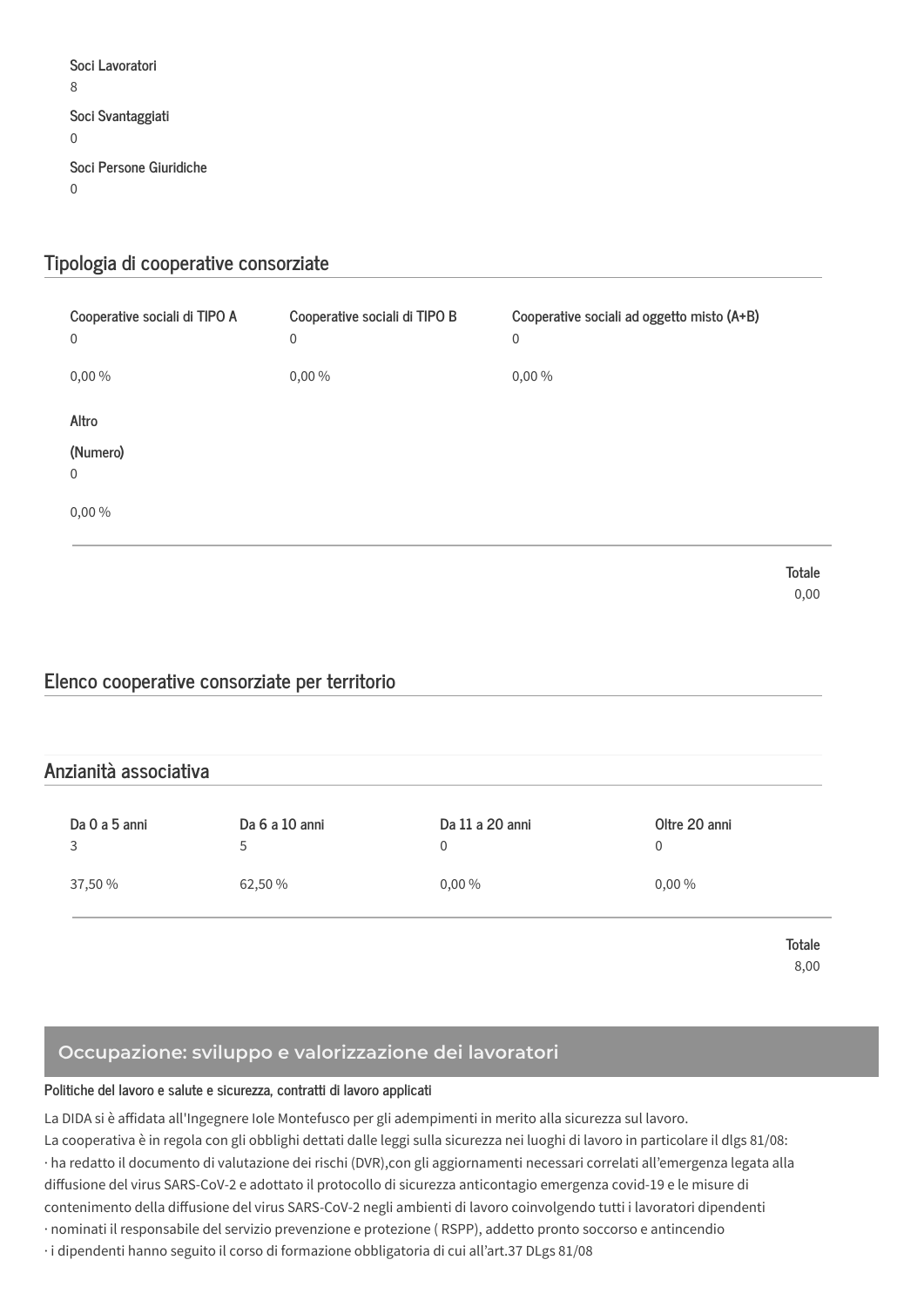Soci Lavoratori

8

Soci Svantaggiati

0

Soci Persone Giuridiche

0

## Tipologia di cooperative consorziate

| Cooperative sociali di TIPO A | Cooperative sociali di TIPO B | Cooperative sociali ad oggetto misto (A+B) |
|---|---|---|
| 0 | 0 | 0 |
| 0,00 % | 0,00 % | 0,00 % |

Altro

(Numero)

0

0,00 %

Totale

0,00

## Elenco cooperative consorziate per territorio

## Anzianità associativa

| Da 0 a 5 anni | Da 6 a 10 anni | Da 11 a 20 anni | Oltre 20 anni |
|---|---|---|---|
| 3 | 5 | 0 | 0 |
| 37,50 % | 62,50 % | 0,00 % | 0,00 % |

Totale

8,00

## Occupazione: sviluppo e valorizzazione dei lavoratori

**Politiche del lavoro e salute e sicurezza, contratti di lavoro applicati**

La DIDA si è affidata all'Ingegnere Iole Montefusco per gli adempimenti in merito alla sicurezza sul lavoro.
La cooperativa è in regola con gli obblighi dettati dalle leggi sulla sicurezza nei luoghi di lavoro in particolare il dlgs 81/08:
· ha redatto il documento di valutazione dei rischi (DVR),con gli aggiornamenti necessari correlati all'emergenza legata alla diffusione del virus SARS-CoV-2 e adottato il protocollo di sicurezza anticontagio emergenza covid-19 e le misure di contenimento della diffusione del virus SARS-CoV-2 negli ambienti di lavoro coinvolgendo tutti i lavoratori dipendenti
· nominati il responsabile del servizio prevenzione e protezione ( RSPP), addetto pronto soccorso e antincendio
· i dipendenti hanno seguito il corso di formazione obbligatoria di cui all'art.37 DLgs 81/08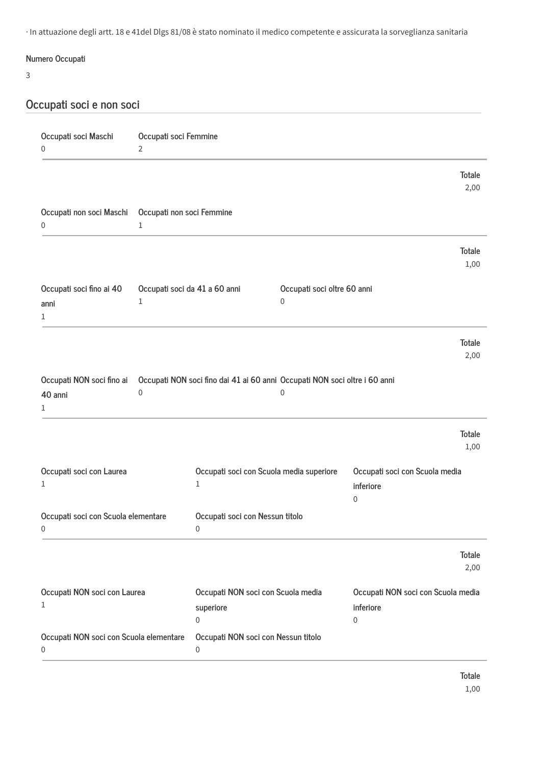· In attuazione degli artt. 18 e 41del Dlgs 81/08 è stato nominato il medico competente e assicurata la sorveglianza sanitaria

Numero Occupati

3

## Occupati soci e non soci

| Occupati soci Maschi | Occupati soci Femmine |
| --- | --- |
| 0 | 2 |

Totale
2,00

| Occupati non soci Maschi | Occupati non soci Femmine |
| --- | --- |
| 0 | 1 |

Totale
1,00

| Occupati soci fino ai 40 anni | Occupati soci da 41 a 60 anni | Occupati soci oltre 60 anni |
| --- | --- | --- |
| 1 | 1 | 0 |

Totale
2,00

| Occupati NON soci fino ai 40 anni | Occupati NON soci fino dai 41 ai 60 anni | Occupati NON soci oltre i 60 anni |
| --- | --- | --- |
| 1 | 0 | 0 |

Totale
1,00

| Occupati soci con Laurea | Occupati soci con Scuola media superiore | Occupati soci con Scuola media inferiore |
| --- | --- | --- |
| 1 | 1 | 0 |
| **Occupati soci con Scuola elementare** | **Occupati soci con Nessun titolo** | |
| 0 | 0 | |

Totale
2,00

| Occupati NON soci con Laurea | Occupati NON soci con Scuola media superiore | Occupati NON soci con Scuola media inferiore |
| --- | --- | --- |
| 1 | 0 | 0 |
| **Occupati NON soci con Scuola elementare** | **Occupati NON soci con Nessun titolo** | |
| 0 | 0 | |

Totale
1,00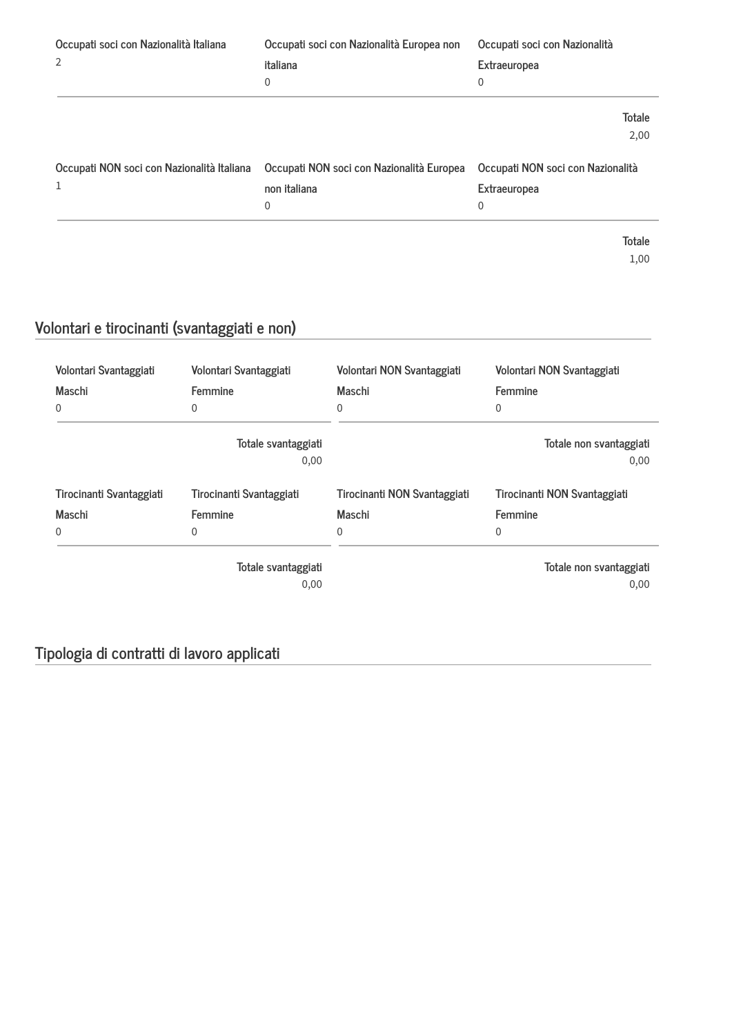| Occupati soci con Nazionalità Italiana | Occupati soci con Nazionalità Europea non italiana | Occupati soci con Nazionalità Extraeuropea |
|---|---|---|
| 2 | 0 | 0 |

Totale
2,00

| Occupati NON soci con Nazionalità Italiana | Occupati NON soci con Nazionalità Europea non italiana | Occupati NON soci con Nazionalità Extraeuropea |
|---|---|---|
| 1 | 0 | 0 |

Totale
1,00

## Volontari e tirocinanti (svantaggiati e non)

| Volontari Svantaggiati Maschi | Volontari Svantaggiati Femmine | Volontari NON Svantaggiati Maschi | Volontari NON Svantaggiati Femmine |
|---|---|---|---|
| 0 | 0 | 0 | 0 |

Totale svantaggiati
0,00

Totale non svantaggiati
0,00

| Tirocinanti Svantaggiati Maschi | Tirocinanti Svantaggiati Femmine | Tirocinanti NON Svantaggiati Maschi | Tirocinanti NON Svantaggiati Femmine |
|---|---|---|---|
| 0 | 0 | 0 | 0 |

Totale svantaggiati
0,00

Totale non svantaggiati
0,00

## Tipologia di contratti di lavoro applicati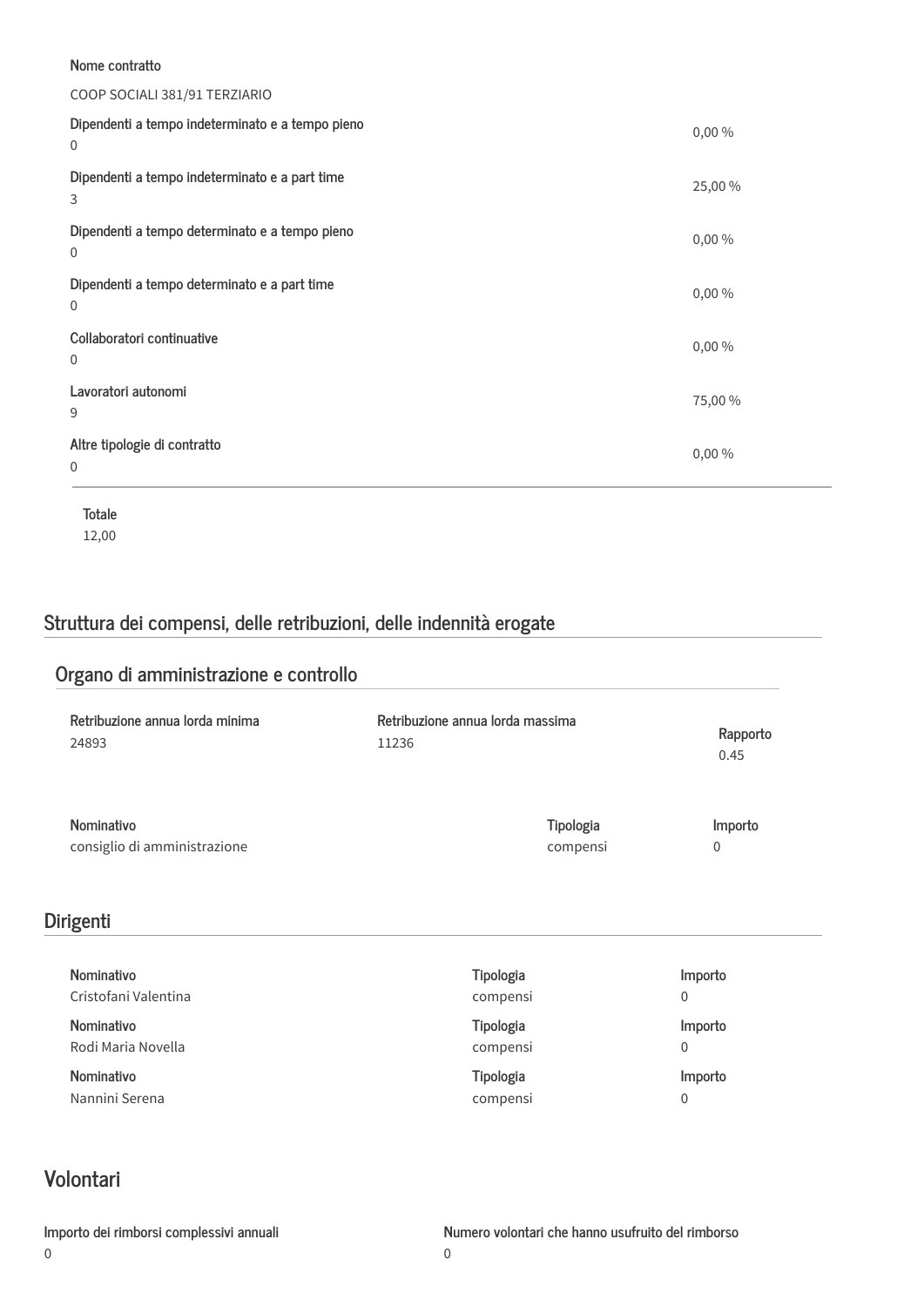Nome contratto

COOP SOCIALI 381/91 TERZIARIO

| Tipologia | Numero | Percentuale |
|---|---|---|
| Dipendenti a tempo indeterminato e a tempo pieno | 0 | 0,00 % |
| Dipendenti a tempo indeterminato e a part time | 3 | 25,00 % |
| Dipendenti a tempo determinato e a tempo pieno | 0 | 0,00 % |
| Dipendenti a tempo determinato e a part time | 0 | 0,00 % |
| Collaboratori continuative | 0 | 0,00 % |
| Lavoratori autonomi | 9 | 75,00 % |
| Altre tipologie di contratto | 0 | 0,00 % |

Totale
12,00

## Struttura dei compensi, delle retribuzioni, delle indennità erogate

### Organo di amministrazione e controllo

| Retribuzione annua lorda minima | Retribuzione annua lorda massima | Rapporto |
|---|---|---|
| 24893 | 11236 | 0.45 |

| Nominativo | Tipologia | Importo |
|---|---|---|
| consiglio di amministrazione | compensi | 0 |

## Dirigenti

| Nominativo | Tipologia | Importo |
|---|---|---|
| Cristofani Valentina | compensi | 0 |
| Rodi Maria Novella | compensi | 0 |
| Nannini Serena | compensi | 0 |

## Volontari

| Importo dei rimborsi complessivi annuali | Numero volontari che hanno usufruito del rimborso |
|---|---|
| 0 | 0 |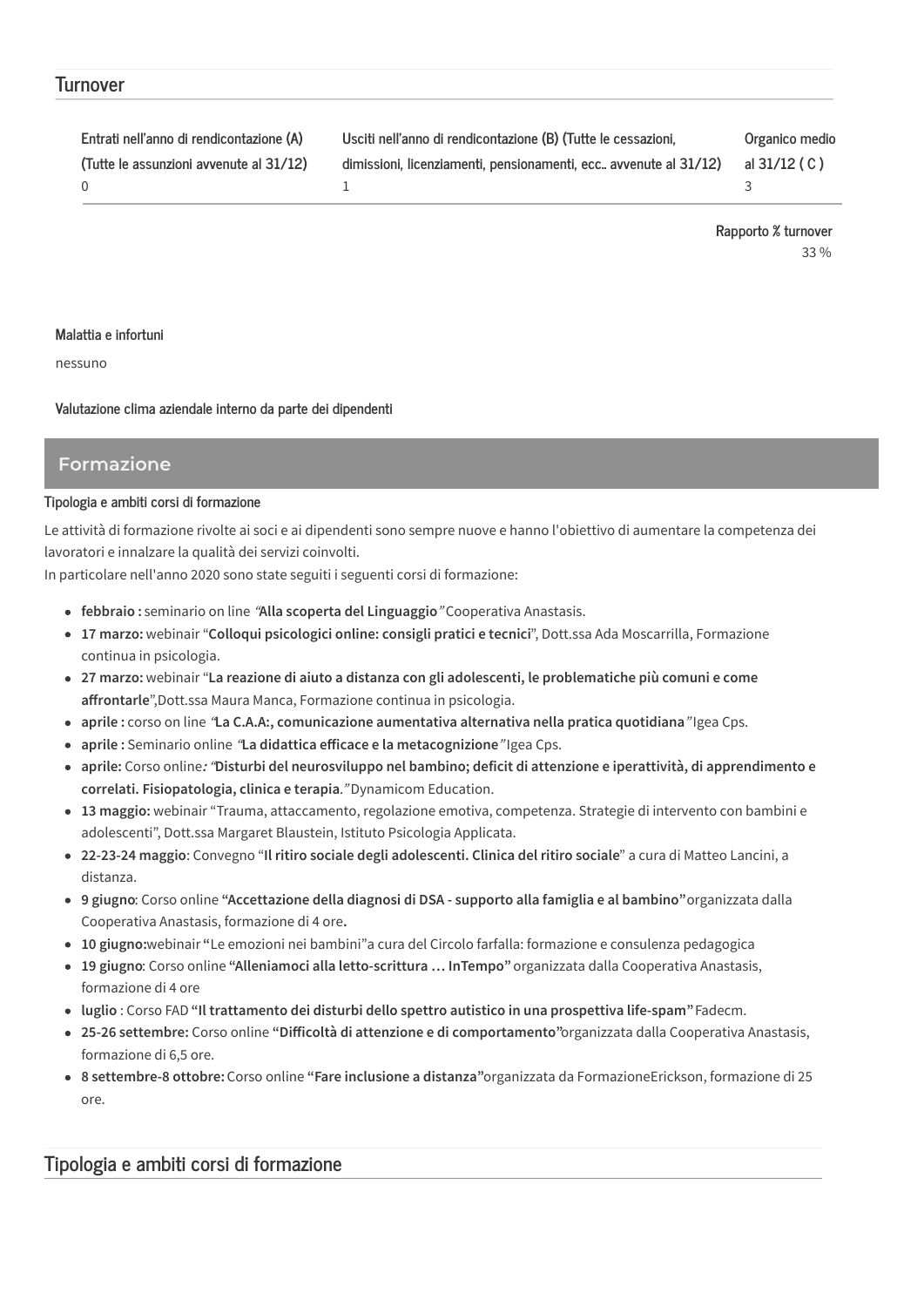## Turnover

| Entrati nell'anno di rendicontazione (A) (Tutte le assunzioni avvenute al 31/12) | Usciti nell'anno di rendicontazione (B) (Tutte le cessazioni, dimissioni, licenziamenti, pensionamenti, ecc.. avvenute al 31/12) | Organico medio al 31/12 ( C ) |
|---|---|---|
| 0 | 1 | 3 |

**Rapporto % turnover**

33 %

**Malattia e infortuni**

nessuno

**Valutazione clima aziendale interno da parte dei dipendenti**

## Formazione

**Tipologia e ambiti corsi di formazione**

Le attività di formazione rivolte ai soci e ai dipendenti sono sempre nuove e hanno l'obiettivo di aumentare la competenza dei lavoratori e innalzare la qualità dei servizi coinvolti.
In particolare nell'anno 2020 sono state seguiti i seguenti corsi di formazione:

- **febbraio :** seminario on line *"***Alla scoperta del Linguaggio***"* Cooperativa Anastasis.
- **17 marzo:** webinair "**Colloqui psicologici online: consigli pratici e tecnici**", Dott.ssa Ada Moscarrilla, Formazione continua in psicologia.
- **27 marzo:** webinair "**La reazione di aiuto a distanza con gli adolescenti, le problematiche più comuni e come affrontarle**",Dott.ssa Maura Manca, Formazione continua in psicologia.
- **aprile :** corso on line *"***La C.A.A:, comunicazione aumentativa alternativa nella pratica quotidiana***"* Igea Cps.
- **aprile :** Seminario online *"***La didattica efficace e la metacognizione***"* Igea Cps.
- **aprile:** Corso online*: "***Disturbi del neurosviluppo nel bambino; deficit di attenzione e iperattività, di apprendimento e correlati. Fisiopatologia, clinica e terapia***."* Dynamicom Education.
- **13 maggio:** webinair "Trauma, attaccamento, regolazione emotiva, competenza. Strategie di intervento con bambini e adolescenti", Dott.ssa Margaret Blaustein, Istituto Psicologia Applicata.
- **22-23-24 maggio**: Convegno "**Il ritiro sociale degli adolescenti. Clinica del ritiro sociale**" a cura di Matteo Lancini, a distanza.
- **9 giugno**: Corso online **"Accettazione della diagnosi di DSA - supporto alla famiglia e al bambino"** organizzata dalla Cooperativa Anastasis, formazione di 4 ore**.**
- **10 giugno:**webinair **"**Le emozioni nei bambini**"**a cura del Circolo farfalla: formazione e consulenza pedagogica
- **19 giugno**: Corso online **"Alleniamoci alla letto-scrittura … InTempo"** organizzata dalla Cooperativa Anastasis, formazione di 4 ore
- **luglio** : Corso FAD **"Il trattamento dei disturbi dello spettro autistico in una prospettiva life-spam"** Fadecm.
- **25-26 settembre:** Corso online **"Difficoltà di attenzione e di comportamento"**organizzata dalla Cooperativa Anastasis, formazione di 6,5 ore.
- **8 settembre-8 ottobre:** Corso online **"Fare inclusione a distanza"**organizzata da FormazioneErickson, formazione di 25 ore.

## Tipologia e ambiti corsi di formazione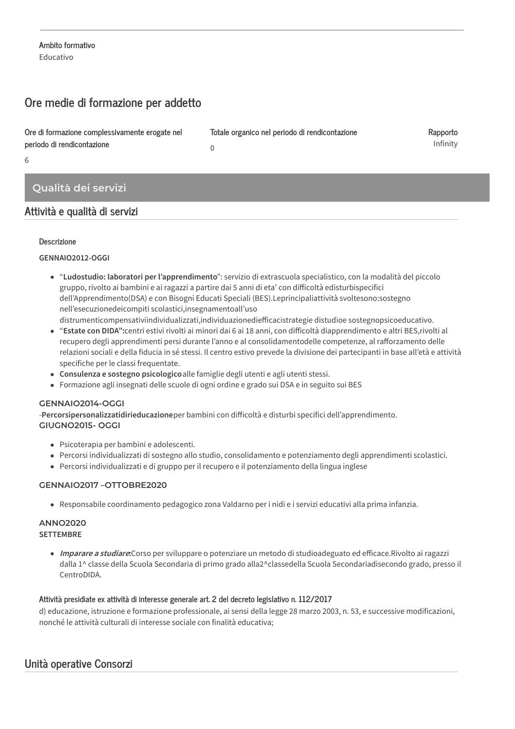**Ambito formativo**
Educativo

## Ore medie di formazione per addetto

| Ore di formazione complessivamente erogate nel periodo di rendicontazione | Totale organico nel periodo di rendicontazione | Rapporto |
|---|---|---|
| 6 | 0 | Infinity |

# Qualità dei servizi

## Attività e qualità di servizi

**Descrizione**

**GENNAIO2012-OGGI**

- "**Ludostudio: laboratori per l'apprendimento**": servizio di extrascuola specialistico, con la modalità del piccolo gruppo, rivolto ai bambini e ai ragazzi a partire dai 5 anni di eta' con difficoltà edisturbispecifici dell'Apprendimento(DSA) e con Bisogni Educati Speciali (BES).Leprincipaliattività svoltesono:sostegno nell'esecuzionedeicompiti scolastici,insegnamentoall'uso distrumenticompensativiindividualizzati,individuazionediefficacistrategie distudioe sostegnopsicoeducativo.
- "**Estate con DIDA":**centri estivi rivolti ai minori dai 6 ai 18 anni, con difficoltà diapprendimento e altri BES,rivolti al recupero degli apprendimenti persi durante l'anno e al consolidamentodelle competenze, al rafforzamento delle relazioni sociali e della fiducia in sé stessi. Il centro estivo prevede la divisione dei partecipanti in base all'età e attività specifiche per le classi frequentate.
- **Consulenza e sostegno psicologico**alle famiglie degli utenti e agli utenti stessi.
- Formazione agli insegnati delle scuole di ogni ordine e grado sui DSA e in seguito sui BES

**GENNAIO2014-OGGI**

-**Percorsipersonalizzatidirieducazione**per bambini con difficoltà e disturbi specifici dell'apprendimento.

**GIUGNO2015- OGGI**

- Psicoterapia per bambini e adolescenti.
- Percorsi individualizzati di sostegno allo studio, consolidamento e potenziamento degli apprendimenti scolastici.
- Percorsi individualizzati e di gruppo per il recupero e il potenziamento della lingua inglese

**GENNAIO2017 –OTTOBRE2020**

- Responsabile coordinamento pedagogico zona Valdarno per i nidi e i servizi educativi alla prima infanzia.

**ANNO2020**

**SETTEMBRE**

- ***Imparare a studiare*:**Corso per sviluppare o potenziare un metodo di studioadeguato ed efficace.Rivolto ai ragazzi dalla 1^ classe della Scuola Secondaria di primo grado alla2^classedella Scuola Secondariadisecondo grado, presso il CentroDIDA.

**Attività presidiate ex attività di interesse generale art. 2 del decreto legislativo n. 112/2017**

d) educazione, istruzione e formazione professionale, ai sensi della legge 28 marzo 2003, n. 53, e successive modificazioni, nonché le attività culturali di interesse sociale con finalità educativa;

## Unità operative Consorzi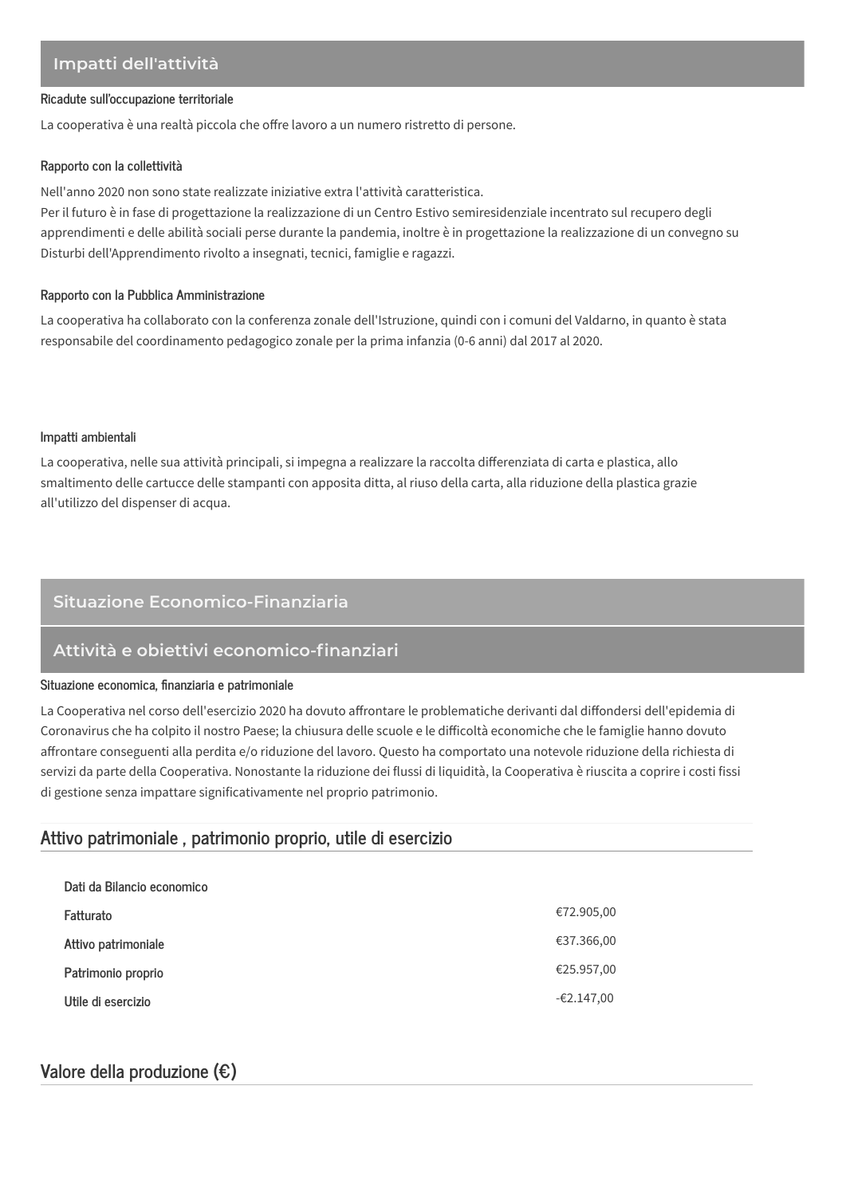## Impatti dell'attività

### Ricadute sull'occupazione territoriale

La cooperativa è una realtà piccola che offre lavoro a un numero ristretto di persone.

### Rapporto con la collettività

Nell'anno 2020 non sono state realizzate iniziative extra l'attività caratteristica.
Per il futuro è in fase di progettazione la realizzazione di un Centro Estivo semiresidenziale incentrato sul recupero degli apprendimenti e delle abilità sociali perse durante la pandemia, inoltre è in progettazione la realizzazione di un convegno su Disturbi dell'Apprendimento rivolto a insegnati, tecnici, famiglie e ragazzi.

### Rapporto con la Pubblica Amministrazione

La cooperativa ha collaborato con la conferenza zonale dell'Istruzione, quindi con i comuni del Valdarno, in quanto è stata responsabile del coordinamento pedagogico zonale per la prima infanzia (0-6 anni) dal 2017 al 2020.

### Impatti ambientali

La cooperativa, nelle sua attività principali, si impegna a realizzare la raccolta differenziata di carta e plastica, allo smaltimento delle cartucce delle stampanti con apposita ditta, al riuso della carta, alla riduzione della plastica grazie all'utilizzo del dispenser di acqua.

## Situazione Economico-Finanziaria

## Attività e obiettivi economico-finanziari

### Situazione economica, finanziaria e patrimoniale

La Cooperativa nel corso dell'esercizio 2020 ha dovuto affrontare le problematiche derivanti dal diffondersi dell'epidemia di Coronavirus che ha colpito il nostro Paese; la chiusura delle scuole e le difficoltà economiche che le famiglie hanno dovuto affrontare conseguenti alla perdita e/o riduzione del lavoro. Questo ha comportato una notevole riduzione della richiesta di servizi da parte della Cooperativa. Nonostante la riduzione dei flussi di liquidità, la Cooperativa è riuscita a coprire i costi fissi di gestione senza impattare significativamente nel proprio patrimonio.

### Attivo patrimoniale , patrimonio proprio, utile di esercizio

| Dati da Bilancio economico | |
|---|---|
| Fatturato | €72.905,00 |
| Attivo patrimoniale | €37.366,00 |
| Patrimonio proprio | €25.957,00 |
| Utile di esercizio | -€2.147,00 |

### Valore della produzione (€)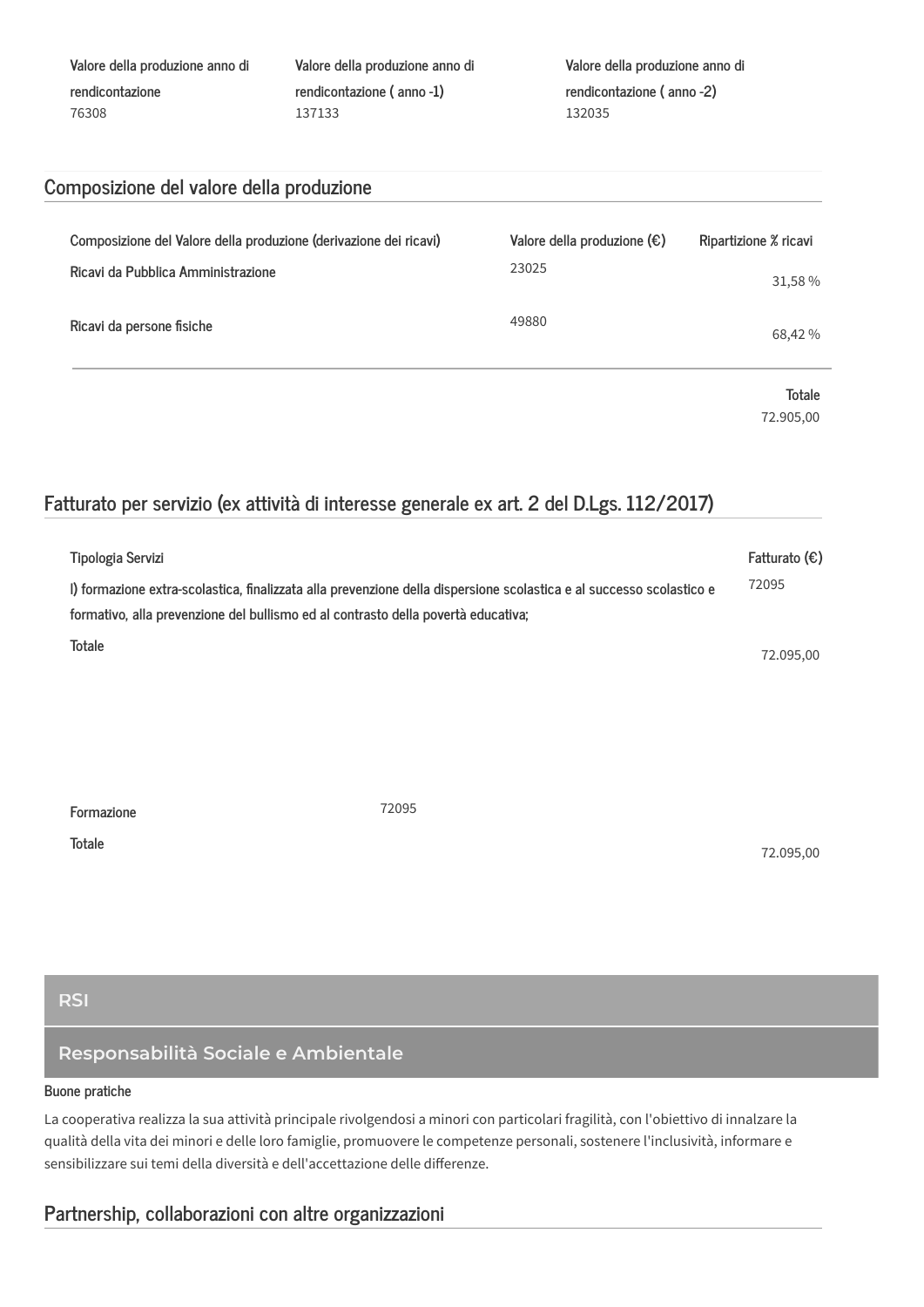| Valore della produzione anno di rendicontazione | Valore della produzione anno di rendicontazione ( anno -1) | Valore della produzione anno di rendicontazione ( anno -2) |
| --- | --- | --- |
| 76308 | 137133 | 132035 |

## Composizione del valore della produzione

| Composizione del Valore della produzione (derivazione dei ricavi) | Valore della produzione (€) | Ripartizione % ricavi |
| --- | --- | --- |
| Ricavi da Pubblica Amministrazione | 23025 | 31,58 % |
| Ricavi da persone fisiche | 49880 | 68,42 % |
| | | Totale<br>72.905,00 |

## Fatturato per servizio (ex attività di interesse generale ex art. 2 del D.Lgs. 112/2017)

| Tipologia Servizi | Fatturato (€) |
| --- | --- |
| l) formazione extra-scolastica, finalizzata alla prevenzione della dispersione scolastica e al successo scolastico e formativo, alla prevenzione del bullismo ed al contrasto della povertà educativa; | 72095 |
| Totale | 72.095,00 |

| | | |
| --- | --- | --- |
| Formazione | 72095 | |
| Totale | | 72.095,00 |

## RSI

## Responsabilità Sociale e Ambientale

**Buone pratiche**

La cooperativa realizza la sua attività principale rivolgendosi a minori con particolari fragilità, con l'obiettivo di innalzare la qualità della vita dei minori e delle loro famiglie, promuovere le competenze personali, sostenere l'inclusività, informare e sensibilizzare sui temi della diversità e dell'accettazione delle differenze.

## Partnership, collaborazioni con altre organizzazioni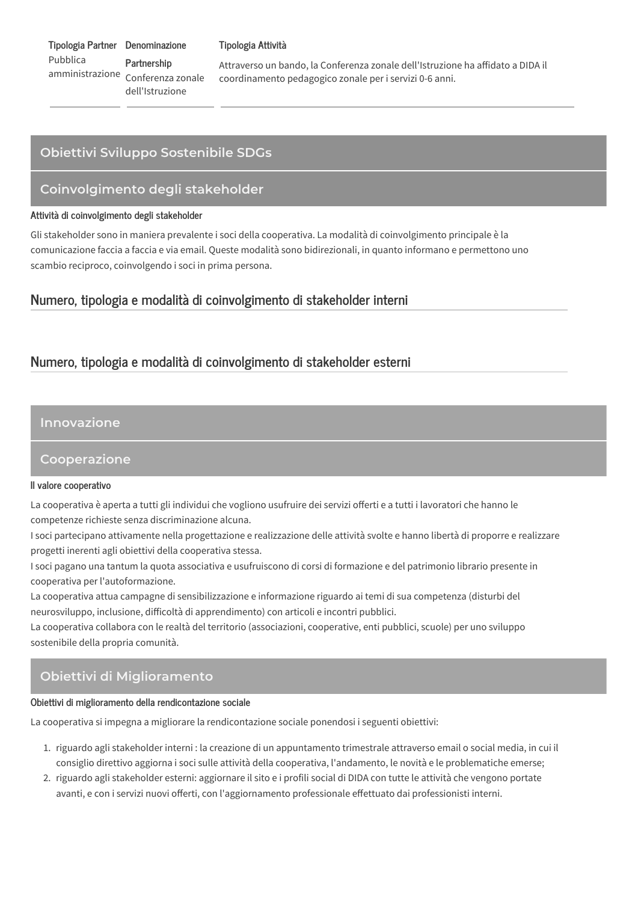| Tipologia Partner | Denominazione Partnership | Tipologia Attività |
| --- | --- | --- |
| Pubblica amministrazione | Conferenza zonale dell'Istruzione | Attraverso un bando, la Conferenza zonale dell'Istruzione ha affidato a DIDA il coordinamento pedagogico zonale per i servizi 0-6 anni. |

## Obiettivi Sviluppo Sostenibile SDGs

## Coinvolgimento degli stakeholder

**Attività di coinvolgimento degli stakeholder**

Gli stakeholder sono in maniera prevalente i soci della cooperativa. La modalità di coinvolgimento principale è la comunicazione faccia a faccia e via email. Queste modalità sono bidirezionali, in quanto informano e permettono uno scambio reciproco, coinvolgendo i soci in prima persona.

### Numero, tipologia e modalità di coinvolgimento di stakeholder interni

### Numero, tipologia e modalità di coinvolgimento di stakeholder esterni

## Innovazione

## Cooperazione

**Il valore cooperativo**

La cooperativa è aperta a tutti gli individui che vogliono usufruire dei servizi offerti e a tutti i lavoratori che hanno le competenze richieste senza discriminazione alcuna.
I soci partecipano attivamente nella progettazione e realizzazione delle attività svolte e hanno libertà di proporre e realizzare progetti inerenti agli obiettivi della cooperativa stessa.
I soci pagano una tantum la quota associativa e usufruiscono di corsi di formazione e del patrimonio librario presente in cooperativa per l'autoformazione.
La cooperativa attua campagne di sensibilizzazione e informazione riguardo ai temi di sua competenza (disturbi del neurosviluppo, inclusione, difficoltà di apprendimento) con articoli e incontri pubblici.
La cooperativa collabora con le realtà del territorio (associazioni, cooperative, enti pubblici, scuole) per uno sviluppo sostenibile della propria comunità.

## Obiettivi di Miglioramento

**Obiettivi di miglioramento della rendicontazione sociale**

La cooperativa si impegna a migliorare la rendicontazione sociale ponendosi i seguenti obiettivi:

1. riguardo agli stakeholder interni : la creazione di un appuntamento trimestrale attraverso email o social media, in cui il consiglio direttivo aggiorna i soci sulle attività della cooperativa, l'andamento, le novità e le problematiche emerse;
2. riguardo agli stakeholder esterni: aggiornare il sito e i profili social di DIDA con tutte le attività che vengono portate avanti, e con i servizi nuovi offerti, con l'aggiornamento professionale effettuato dai professionisti interni.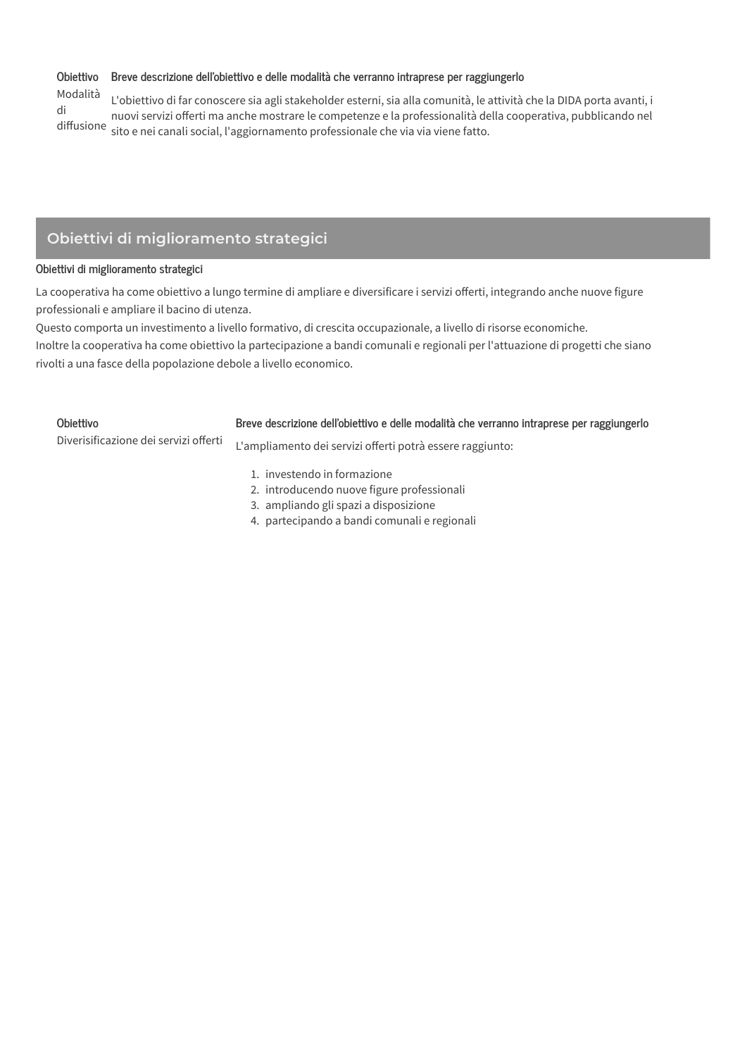| Obiettivo | Breve descrizione dell'obiettivo e delle modalità che verranno intraprese per raggiungerlo |
| --- | --- |
| Modalità di diffusione | L'obiettivo di far conoscere sia agli stakeholder esterni, sia alla comunità, le attività che la DIDA porta avanti, i nuovi servizi offerti ma anche mostrare le competenze e la professionalità della cooperativa, pubblicando nel sito e nei canali social, l'aggiornamento professionale che via via viene fatto. |

## Obiettivi di miglioramento strategici

**Obiettivi di miglioramento strategici**

La cooperativa ha come obiettivo a lungo termine di ampliare e diversificare i servizi offerti, integrando anche nuove figure professionali e ampliare il bacino di utenza.
Questo comporta un investimento a livello formativo, di crescita occupazionale, a livello di risorse economiche.
Inoltre la cooperativa ha come obiettivo la partecipazione a bandi comunali e regionali per l'attuazione di progetti che siano rivolti a una fasce della popolazione debole a livello economico.

| Obiettivo | Breve descrizione dell'obiettivo e delle modalità che verranno intraprese per raggiungerlo |
| --- | --- |
| Diverisificazione dei servizi offerti | L'ampliamento dei servizi offerti potrà essere raggiunto:<br>1. investendo in formazione<br>2. introducendo nuove figure professionali<br>3. ampliando gli spazi a disposizione<br>4. partecipando a bandi comunali e regionali |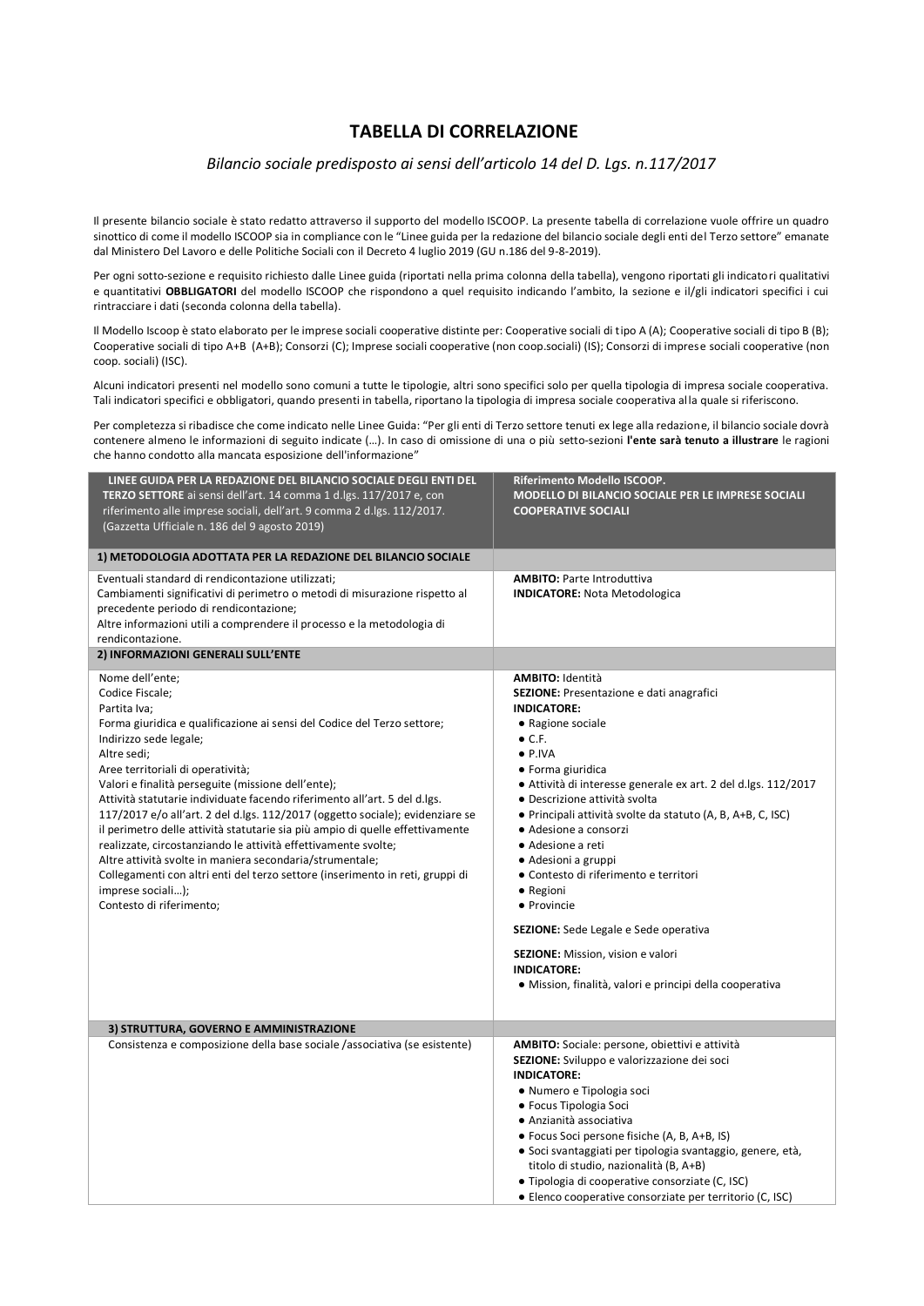# TABELLA DI CORRELAZIONE

*Bilancio sociale predisposto ai sensi dell'articolo 14 del D. Lgs. n.117/2017*

Il presente bilancio sociale è stato redatto attraverso il supporto del modello ISCOOP. La presente tabella di correlazione vuole offrire un quadro sinottico di come il modello ISCOOP sia in compliance con le "Linee guida per la redazione del bilancio sociale degli enti del Terzo settore" emanate dal Ministero Del Lavoro e delle Politiche Sociali con il Decreto 4 luglio 2019 (GU n.186 del 9-8-2019).

Per ogni sotto-sezione e requisito richiesto dalle Linee guida (riportati nella prima colonna della tabella), vengono riportati gli indicatori qualitativi e quantitativi **OBBLIGATORI** del modello ISCOOP che rispondono a quel requisito indicando l'ambito, la sezione e il/gli indicatori specifici i cui rintracciare i dati (seconda colonna della tabella).

Il Modello Iscoop è stato elaborato per le imprese sociali cooperative distinte per: Cooperative sociali di tipo A (A); Cooperative sociali di tipo B (B); Cooperative sociali di tipo A+B (A+B); Consorzi (C); Imprese sociali cooperative (non coop.sociali) (IS); Consorzi di imprese sociali cooperative (non coop. sociali) (ISC).

Alcuni indicatori presenti nel modello sono comuni a tutte le tipologie, altri sono specifici solo per quella tipologia di impresa sociale cooperativa. Tali indicatori specifici e obbligatori, quando presenti in tabella, riportano la tipologia di impresa sociale cooperativa alla quale si riferiscono.

Per completezza si ribadisce che come indicato nelle Linee Guida: "Per gli enti di Terzo settore tenuti ex lege alla redazione, il bilancio sociale dovrà contenere almeno le informazioni di seguito indicate (…). In caso di omissione di una o più setto-sezioni **l'ente sarà tenuto a illustrare** le ragioni che hanno condotto alla mancata esposizione dell'informazione"

| **LINEE GUIDA PER LA REDAZIONE DEL BILANCIO SOCIALE DEGLI ENTI DEL TERZO SETTORE** ai sensi dell'art. 14 comma 1 d.lgs. 117/2017 e, con riferimento alle imprese sociali, dell'art. 9 comma 2 d.lgs. 112/2017. (Gazzetta Ufficiale n. 186 del 9 agosto 2019) | **Riferimento Modello ISCOOP. MODELLO DI BILANCIO SOCIALE PER LE IMPRESE SOCIALI COOPERATIVE SOCIALI** |
|---|---|
| **1) METODOLOGIA ADOTTATA PER LA REDAZIONE DEL BILANCIO SOCIALE** | |
| Eventuali standard di rendicontazione utilizzati;<br>Cambiamenti significativi di perimetro o metodi di misurazione rispetto al precedente periodo di rendicontazione;<br>Altre informazioni utili a comprendere il processo e la metodologia di rendicontazione. | **AMBITO:** Parte Introduttiva<br>**INDICATORE:** Nota Metodologica |
| **2) INFORMAZIONI GENERALI SULL'ENTE** | |
| Nome dell'ente;<br>Codice Fiscale;<br>Partita Iva;<br>Forma giuridica e qualificazione ai sensi del Codice del Terzo settore;<br>Indirizzo sede legale;<br>Altre sedi;<br>Aree territoriali di operatività;<br>Valori e finalità perseguite (missione dell'ente);<br>Attività statutarie individuate facendo riferimento all'art. 5 del d.lgs. 117/2017 e/o all'art. 2 del d.lgs. 112/2017 (oggetto sociale); evidenziare se il perimetro delle attività statutarie sia più ampio di quelle effettivamente realizzate, circostanziando le attività effettivamente svolte;<br>Altre attività svolte in maniera secondaria/strumentale;<br>Collegamenti con altri enti del terzo settore (inserimento in reti, gruppi di imprese sociali…);<br>Contesto di riferimento; | **AMBITO:** Identità<br>**SEZIONE:** Presentazione e dati anagrafici<br>**INDICATORE:**<br>● Ragione sociale<br>● C.F.<br>● P.IVA<br>● Forma giuridica<br>● Attività di interesse generale ex art. 2 del d.lgs. 112/2017<br>● Descrizione attività svolta<br>● Principali attività svolte da statuto (A, B, A+B, C, ISC)<br>● Adesione a consorzi<br>● Adesione a reti<br>● Adesioni a gruppi<br>● Contesto di riferimento e territori<br>● Regioni<br>● Provincie<br><br>**SEZIONE:** Sede Legale e Sede operativa<br><br>**SEZIONE:** Mission, vision e valori<br>**INDICATORE:**<br>● Mission, finalità, valori e principi della cooperativa |
| **3) STRUTTURA, GOVERNO E AMMINISTRAZIONE** | |
| Consistenza e composizione della base sociale /associativa (se esistente) | **AMBITO:** Sociale: persone, obiettivi e attività<br>**SEZIONE:** Sviluppo e valorizzazione dei soci<br>**INDICATORE:**<br>● Numero e Tipologia soci<br>● Focus Tipologia Soci<br>● Anzianità associativa<br>● Focus Soci persone fisiche (A, B, A+B, IS)<br>● Soci svantaggiati per tipologia svantaggio, genere, età, titolo di studio, nazionalità (B, A+B)<br>● Tipologia di cooperative consorziate (C, ISC)<br>● Elenco cooperative consorziate per territorio (C, ISC) |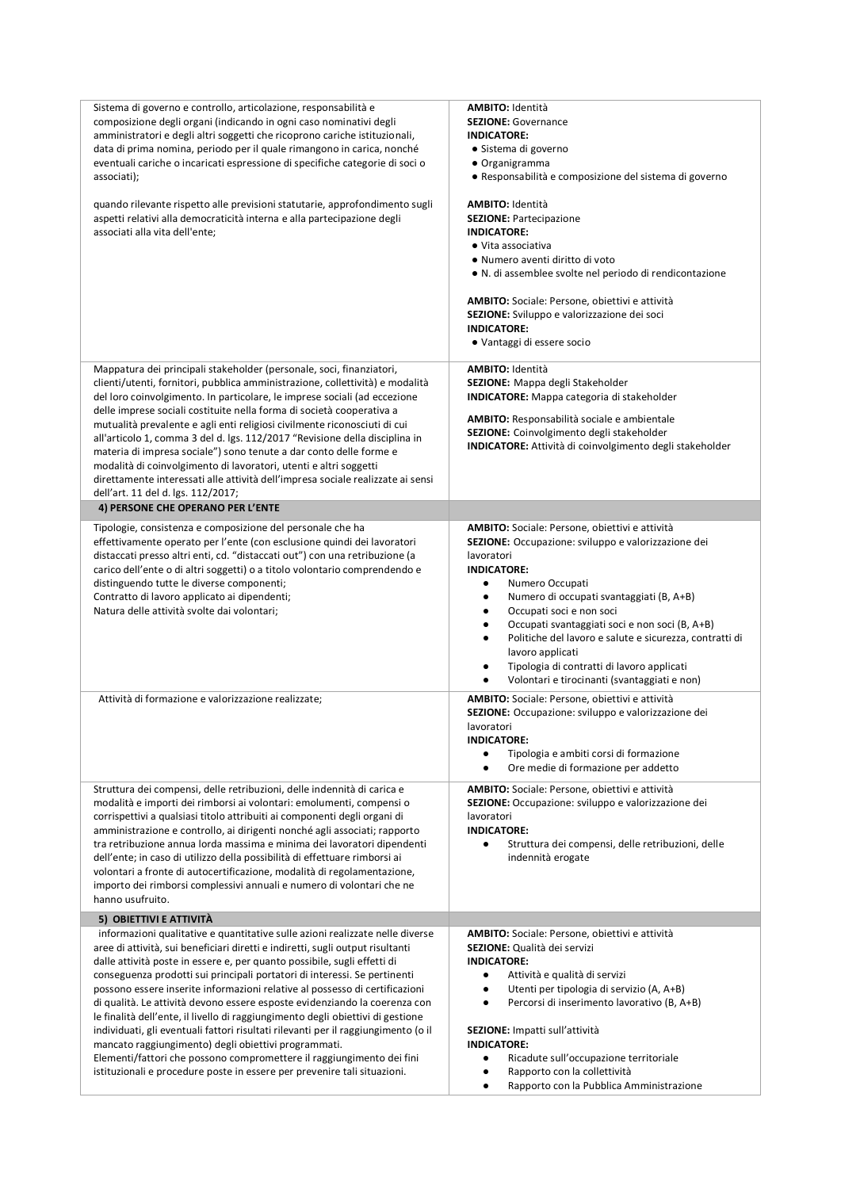| | |
|---|---|
| Sistema di governo e controllo, articolazione, responsabilità e composizione degli organi (indicando in ogni caso nominativi degli amministratori e degli altri soggetti che ricoprono cariche istituzionali, data di prima nomina, periodo per il quale rimangono in carica, nonché eventuali cariche o incaricati espressione di specifiche categorie di soci o associati); | **AMBITO:** Identità<br>**SEZIONE:** Governance<br>**INDICATORE:**<br>● Sistema di governo<br>● Organigramma<br>● Responsabilità e composizione del sistema di governo |
| quando rilevante rispetto alle previsioni statutarie, approfondimento sugli aspetti relativi alla democraticità interna e alla partecipazione degli associati alla vita dell'ente; | **AMBITO:** Identità<br>**SEZIONE:** Partecipazione<br>**INDICATORE:**<br>● Vita associativa<br>● Numero aventi diritto di voto<br>● N. di assemblee svolte nel periodo di rendicontazione<br><br>**AMBITO:** Sociale: Persone, obiettivi e attività<br>**SEZIONE:** Sviluppo e valorizzazione dei soci<br>**INDICATORE:**<br>● Vantaggi di essere socio |
| Mappatura dei principali stakeholder (personale, soci, finanziatori, clienti/utenti, fornitori, pubblica amministrazione, collettività) e modalità del loro coinvolgimento. In particolare, le imprese sociali (ad eccezione delle imprese sociali costituite nella forma di società cooperativa a mutualità prevalente e agli enti religiosi civilmente riconosciuti di cui all'articolo 1, comma 3 del d. lgs. 112/2017 "Revisione della disciplina in materia di impresa sociale") sono tenute a dar conto delle forme e modalità di coinvolgimento di lavoratori, utenti e altri soggetti direttamente interessati alle attività dell'impresa sociale realizzate ai sensi dell'art. 11 del d. lgs. 112/2017; | **AMBITO:** Identità<br>**SEZIONE:** Mappa degli Stakeholder<br>**INDICATORE:** Mappa categoria di stakeholder<br><br>**AMBITO:** Responsabilità sociale e ambientale<br>**SEZIONE:** Coinvolgimento degli stakeholder<br>**INDICATORE:** Attività di coinvolgimento degli stakeholder |
| **4) PERSONE CHE OPERANO PER L'ENTE** | |
| Tipologie, consistenza e composizione del personale che ha effettivamente operato per l'ente (con esclusione quindi dei lavoratori distaccati presso altri enti, cd. "distaccati out") con una retribuzione (a carico dell'ente o di altri soggetti) o a titolo volontario comprendendo e distinguendo tutte le diverse componenti;<br>Contratto di lavoro applicato ai dipendenti;<br>Natura delle attività svolte dai volontari; | **AMBITO:** Sociale: Persone, obiettivi e attività<br>**SEZIONE:** Occupazione: sviluppo e valorizzazione dei lavoratori<br>**INDICATORE:**<br>● Numero Occupati<br>● Numero di occupati svantaggiati (B, A+B)<br>● Occupati soci e non soci<br>● Occupati svantaggiati soci e non soci (B, A+B)<br>● Politiche del lavoro e salute e sicurezza, contratti di lavoro applicati<br>● Tipologia di contratti di lavoro applicati<br>● Volontari e tirocinanti (svantaggiati e non) |
| Attività di formazione e valorizzazione realizzate; | **AMBITO:** Sociale: Persone, obiettivi e attività<br>**SEZIONE:** Occupazione: sviluppo e valorizzazione dei lavoratori<br>**INDICATORE:**<br>● Tipologia e ambiti corsi di formazione<br>● Ore medie di formazione per addetto |
| Struttura dei compensi, delle retribuzioni, delle indennità di carica e modalità e importi dei rimborsi ai volontari: emolumenti, compensi o corrispettivi a qualsiasi titolo attribuiti ai componenti degli organi di amministrazione e controllo, ai dirigenti nonché agli associati; rapporto tra retribuzione annua lorda massima e minima dei lavoratori dipendenti dell'ente; in caso di utilizzo della possibilità di effettuare rimborsi ai volontari a fronte di autocertificazione, modalità di regolamentazione, importo dei rimborsi complessivi annuali e numero di volontari che ne hanno usufruito. | **AMBITO:** Sociale: Persone, obiettivi e attività<br>**SEZIONE:** Occupazione: sviluppo e valorizzazione dei lavoratori<br>**INDICATORE:**<br>● Struttura dei compensi, delle retribuzioni, delle indennità erogate |
| **5) OBIETTIVI E ATTIVITÀ** | |
| informazioni qualitative e quantitative sulle azioni realizzate nelle diverse aree di attività, sui beneficiari diretti e indiretti, sugli output risultanti dalle attività poste in essere e, per quanto possibile, sugli effetti di conseguenza prodotti sui principali portatori di interessi. Se pertinenti possono essere inserite informazioni relative al possesso di certificazioni di qualità. Le attività devono essere esposte evidenziando la coerenza con le finalità dell'ente, il livello di raggiungimento degli obiettivi di gestione individuati, gli eventuali fattori risultati rilevanti per il raggiungimento (o il mancato raggiungimento) degli obiettivi programmati.<br>Elementi/fattori che possono compromettere il raggiungimento dei fini istituzionali e procedure poste in essere per prevenire tali situazioni. | **AMBITO:** Sociale: Persone, obiettivi e attività<br>**SEZIONE:** Qualità dei servizi<br>**INDICATORE:**<br>● Attività e qualità di servizi<br>● Utenti per tipologia di servizio (A, A+B)<br>● Percorsi di inserimento lavorativo (B, A+B)<br><br>**SEZIONE:** Impatti sull'attività<br>**INDICATORE:**<br>● Ricadute sull'occupazione territoriale<br>● Rapporto con la collettività<br>● Rapporto con la Pubblica Amministrazione |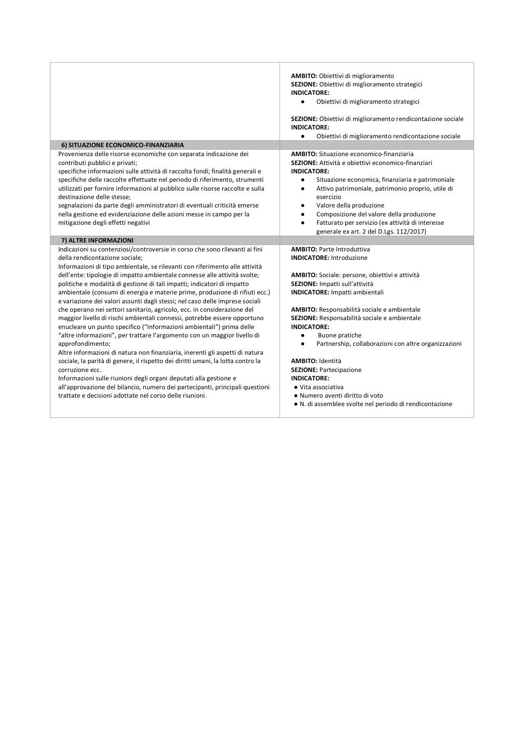| | |
|---|---|
| | **AMBITO:** Obiettivi di miglioramento<br>**SEZIONE:** Obiettivi di miglioramento strategici<br>**INDICATORE:**<br>● Obiettivi di miglioramento strategici<br><br>**SEZIONE:** Obiettivi di miglioramento rendicontazione sociale<br>**INDICATORE:**<br>● Obiettivi di miglioramento rendicontazione sociale |
| **6) SITUAZIONE ECONOMICO-FINANZIARIA** | |
| Provenienza delle risorse economiche con separata indicazione dei contributi pubblici e privati;<br>specifiche informazioni sulle attività di raccolta fondi; finalità generali e specifiche delle raccolte effettuate nel periodo di riferimento, strumenti utilizzati per fornire informazioni al pubblico sulle risorse raccolte e sulla destinazione delle stesse;<br>segnalazioni da parte degli amministratori di eventuali criticità emerse nella gestione ed evidenziazione delle azioni messe in campo per la mitigazione degli effetti negativi | **AMBITO:** Situazione economico-finanziaria<br>**SEZIONE:** Attività e obiettivi economico-finanziari<br>**INDICATORE:**<br>● Situazione economica, finanziaria e patrimoniale<br>● Attivo patrimoniale, patrimonio proprio, utile di esercizio<br>● Valore della produzione<br>● Composizione del valore della produzione<br>● Fatturato per servizio (ex attività di interesse generale ex art. 2 del D.Lgs. 112/2017) |
| **7) ALTRE INFORMAZIONI** | |
| Indicazioni su contenziosi/controversie in corso che sono rilevanti ai fini della rendicontazione sociale;<br>Informazioni di tipo ambientale, se rilevanti con riferimento alle attività dell'ente: tipologie di impatto ambientale connesse alle attività svolte; politiche e modalità di gestione di tali impatti; indicatori di impatto ambientale (consumi di energia e materie prime, produzione di rifiuti ecc.) e variazione dei valori assunti dagli stessi; nel caso delle imprese sociali che operano nei settori sanitario, agricolo, ecc. in considerazione del maggior livello di rischi ambientali connessi, potrebbe essere opportuno enucleare un punto specifico ("Informazioni ambientali") prima delle "altre informazioni", per trattare l'argomento con un maggior livello di approfondimento;<br>Altre informazioni di natura non finanziaria, inerenti gli aspetti di natura sociale, la parità di genere, il rispetto dei diritti umani, la lotta contro la corruzione ecc.<br>Informazioni sulle riunioni degli organi deputati alla gestione e all'approvazione del bilancio, numero dei partecipanti, principali questioni trattate e decisioni adottate nel corso delle riunioni. | **AMBITO:** Parte Introduttiva<br>**INDICATORE:** Introduzione<br><br>**AMBITO:** Sociale: persone, obiettivi e attività<br>**SEZIONE:** Impatti sull'attività<br>**INDICATORE:** Impatti ambientali<br><br>**AMBITO:** Responsabilità sociale e ambientale<br>**SEZIONE:** Responsabilità sociale e ambientale<br>**INDICATORE:**<br>● Buone pratiche<br>● Partnership, collaborazioni con altre organizzazioni<br><br>**AMBITO:** Identità<br>**SEZIONE:** Partecipazione<br>**INDICATORE:**<br>● Vita associativa<br>● Numero aventi diritto di voto<br>● N. di assemblee svolte nel periodo di rendicontazione |